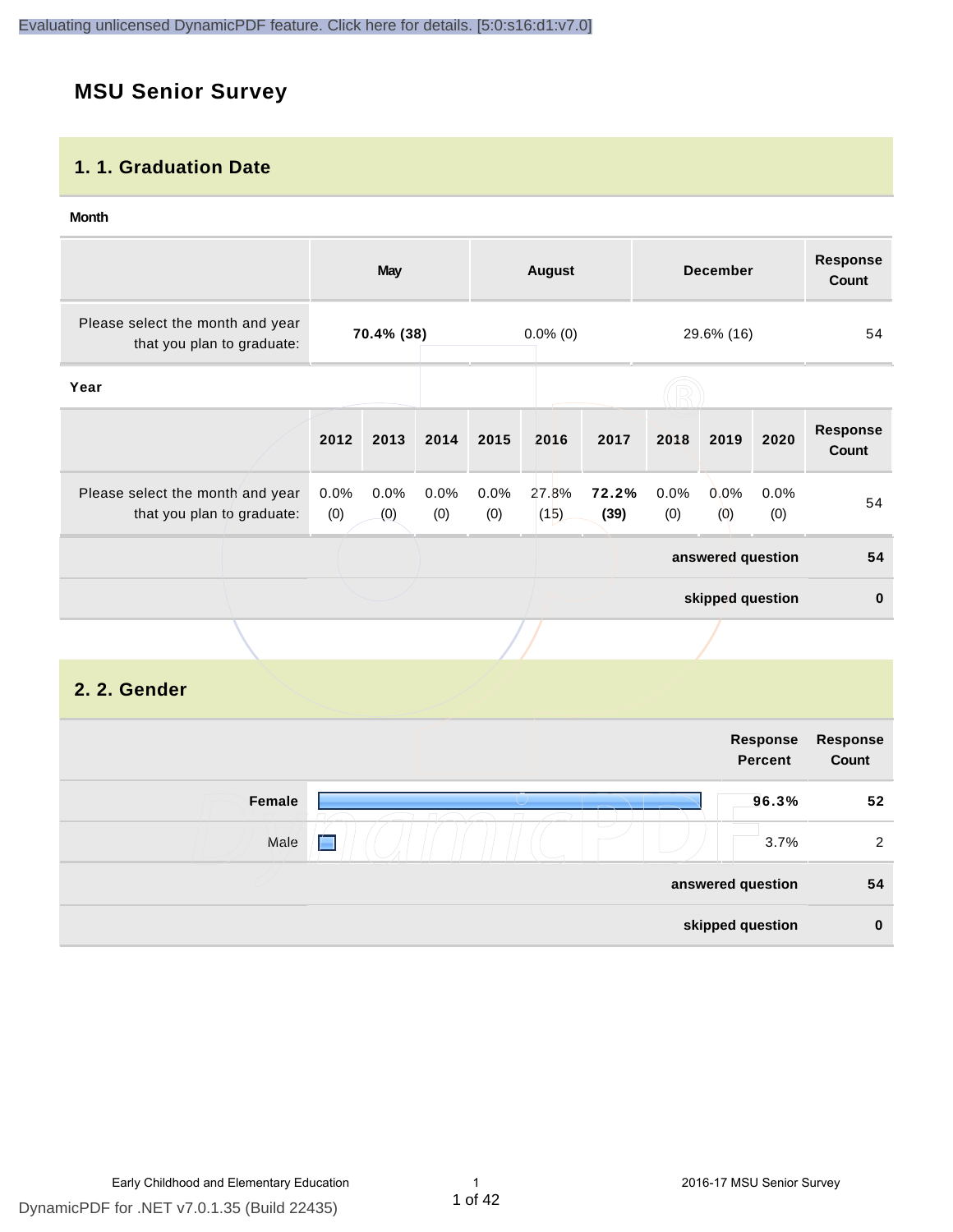Evaluating unlicensed DynamicPDF feature. Click here for details. [5:0:s16:d1:v7.0]

# MSU Senior Survey

## 1. 1. Graduation Date

**Month**

| | May | August | December | Response Count |
|---|---|---|---|---|
| Please select the month and year that you plan to graduate: | **70.4% (38)** | 0.0% (0) | 29.6% (16) | 54 |

**Year**

| | 2012 | 2013 | 2014 | 2015 | 2016 | 2017 | 2018 | 2019 | 2020 | Response Count |
|---|---|---|---|---|---|---|---|---|---|---|
| Please select the month and year that you plan to graduate: | 0.0% (0) | 0.0% (0) | 0.0% (0) | 0.0% (0) | 27.8% (15) | **72.2% (39)** | 0.0% (0) | 0.0% (0) | 0.0% (0) | 54 |
| | | | | | | | | | **answered question** | **54** |
| | | | | | | | | | **skipped question** | **0** |

## 2. 2. Gender

| | Response Percent | Response Count |
|---|---|---|
| **Female** | **96.3%** | **52** |
| Male | 3.7% | 2 |
| **answered question** | | **54** |
| **skipped question** | | **0** |

Early Childhood and Elementary Education | 2016-17 MSU Senior Survey

DynamicPDF for .NET v7.0.1.35 (Build 22435)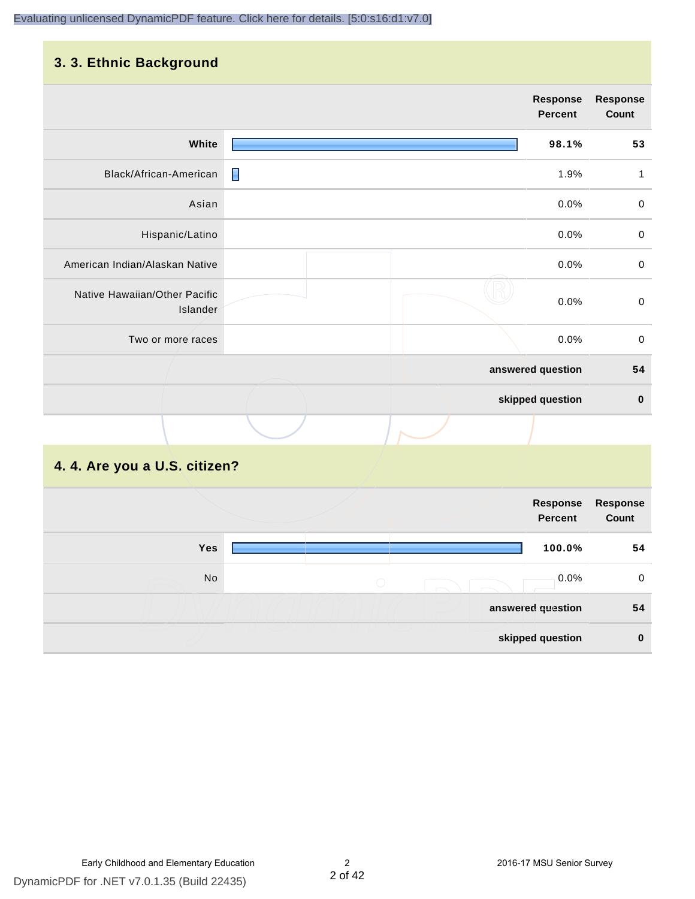## 3. 3. Ethnic Background

| | Response Percent | Response Count |
|---|---|---|
| White | 98.1% | 53 |
| Black/African-American | 1.9% | 1 |
| Asian | 0.0% | 0 |
| Hispanic/Latino | 0.0% | 0 |
| American Indian/Alaskan Native | 0.0% | 0 |
| Native Hawaiian/Other Pacific Islander | 0.0% | 0 |
| Two or more races | 0.0% | 0 |
| **answered question** | | **54** |
| **skipped question** | | **0** |

## 4. 4. Are you a U.S. citizen?

| | Response Percent | Response Count |
|---|---|---|
| Yes | 100.0% | 54 |
| No | 0.0% | 0 |
| **answered question** | | **54** |
| **skipped question** | | **0** |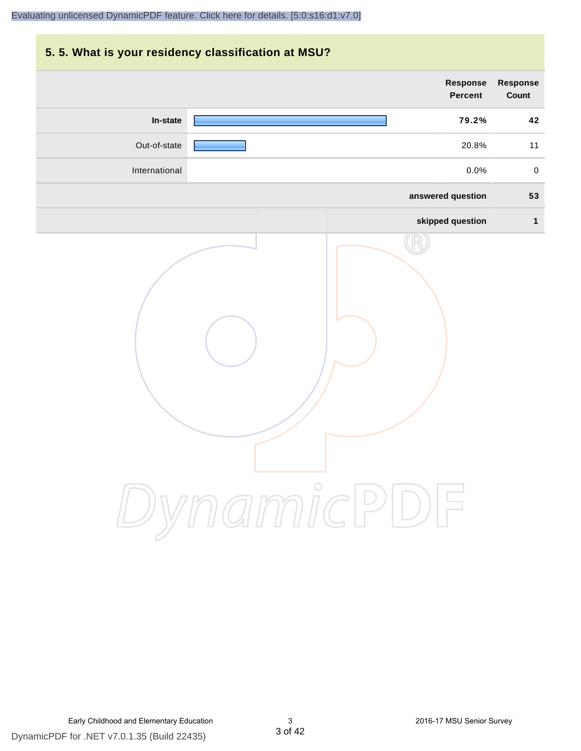## 5. 5. What is your residency classification at MSU?

| | Response Percent | Response Count |
|---|---|---|
| **In-state** | **79.2%** | **42** |
| Out-of-state | 20.8% | 11 |
| International | 0.0% | 0 |
| | **answered question** | **53** |
| | **skipped question** | **1** |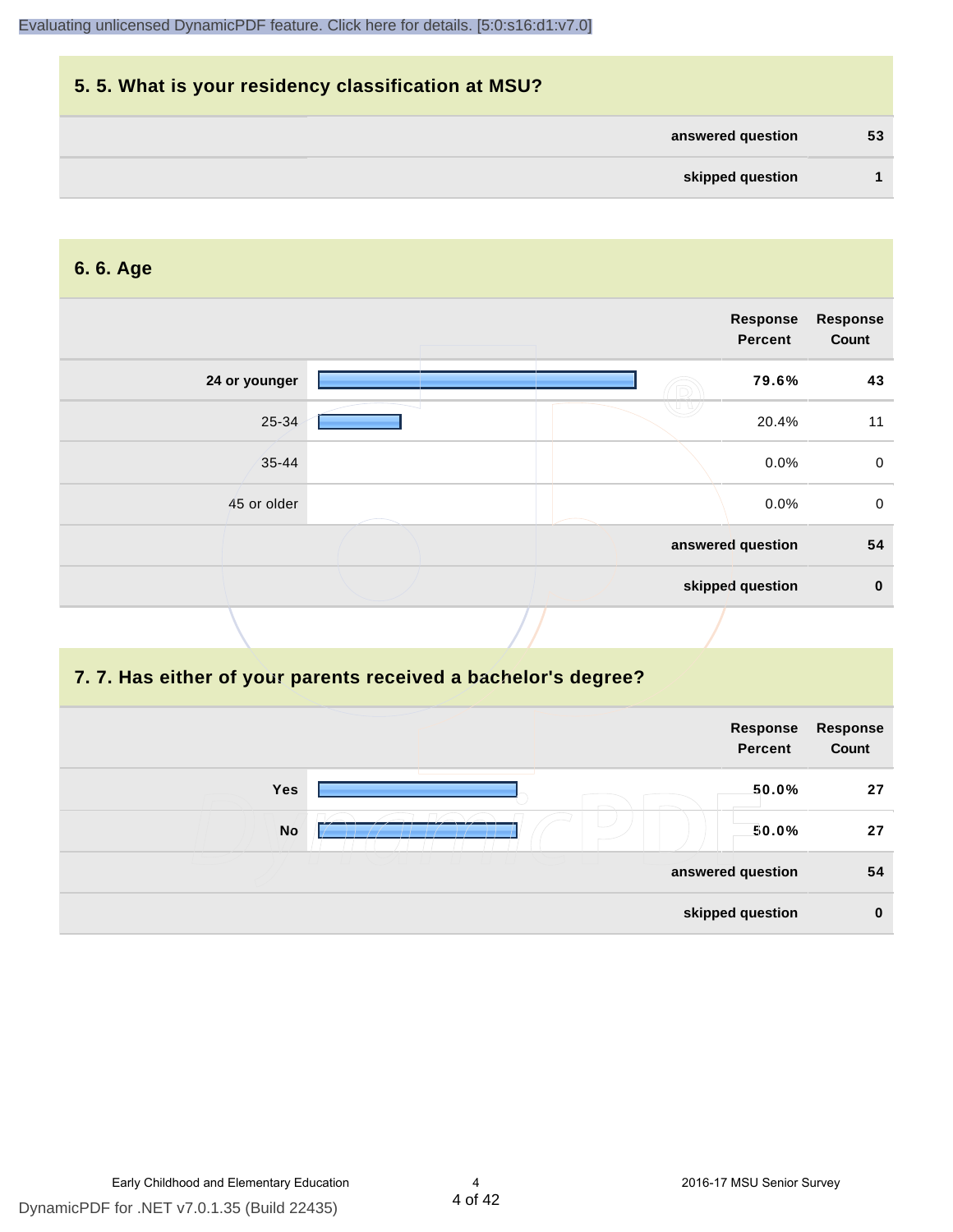## 5. 5. What is your residency classification at MSU?

| | |
|---|---|
| answered question | 53 |
| skipped question | 1 |

## 6. 6. Age

| | Response Percent | Response Count |
|---|---|---|
| 24 or younger | 79.6% | 43 |
| 25-34 | 20.4% | 11 |
| 35-44 | 0.0% | 0 |
| 45 or older | 0.0% | 0 |
| answered question | | 54 |
| skipped question | | 0 |

## 7. 7. Has either of your parents received a bachelor's degree?

| | Response Percent | Response Count |
|---|---|---|
| Yes | 50.0% | 27 |
| No | 50.0% | 27 |
| answered question | | 54 |
| skipped question | | 0 |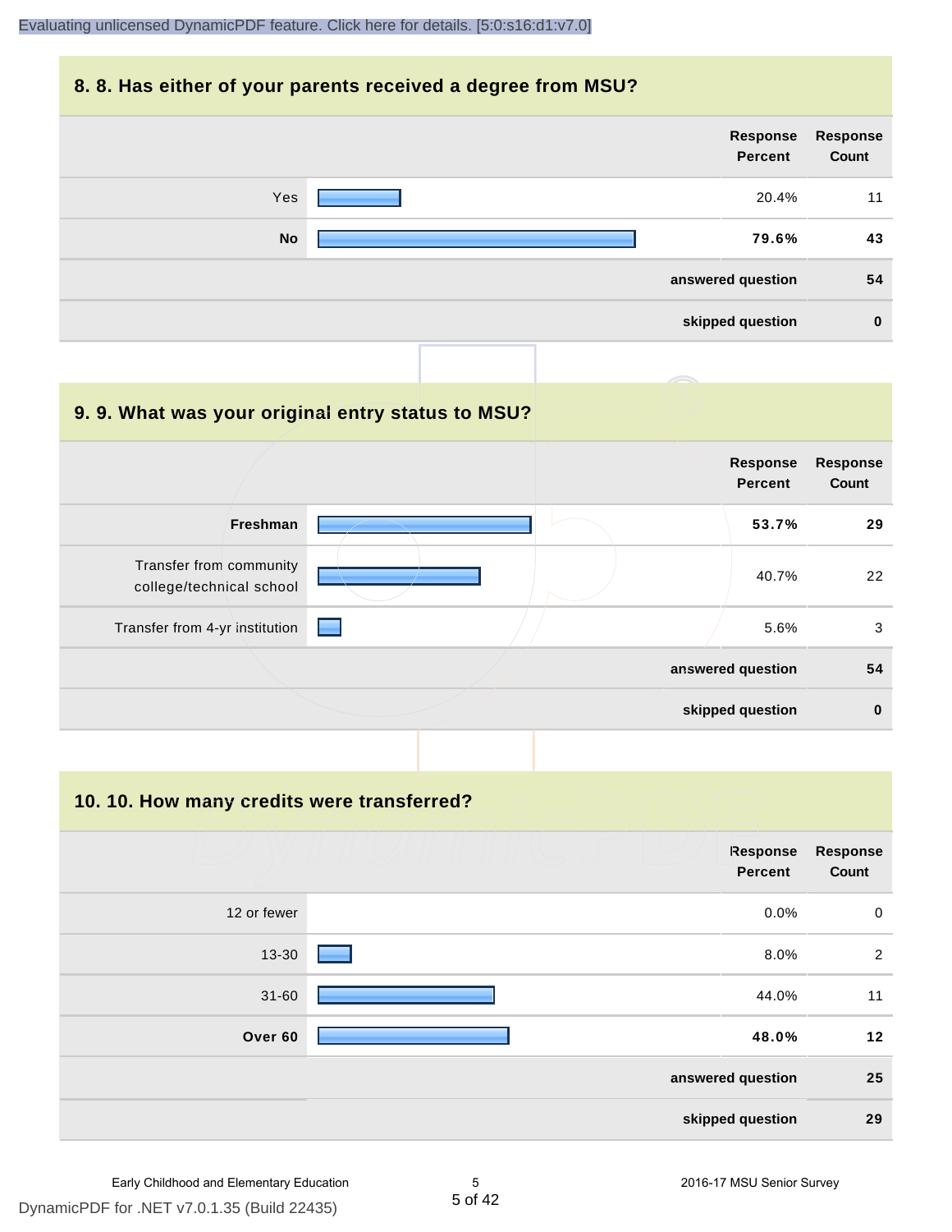## 8. 8. Has either of your parents received a degree from MSU?

| | Response Percent | Response Count |
|---|---|---|
| Yes | 20.4% | 11 |
| **No** | **79.6%** | **43** |
| | **answered question** | **54** |
| | **skipped question** | **0** |

## 9. 9. What was your original entry status to MSU?

| | Response Percent | Response Count |
|---|---|---|
| **Freshman** | **53.7%** | **29** |
| Transfer from community college/technical school | 40.7% | 22 |
| Transfer from 4-yr institution | 5.6% | 3 |
| | **answered question** | **54** |
| | **skipped question** | **0** |

## 10. 10. How many credits were transferred?

| | Response Percent | Response Count |
|---|---|---|
| 12 or fewer | 0.0% | 0 |
| 13-30 | 8.0% | 2 |
| 31-60 | 44.0% | 11 |
| **Over 60** | **48.0%** | **12** |
| | **answered question** | **25** |
| | **skipped question** | **29** |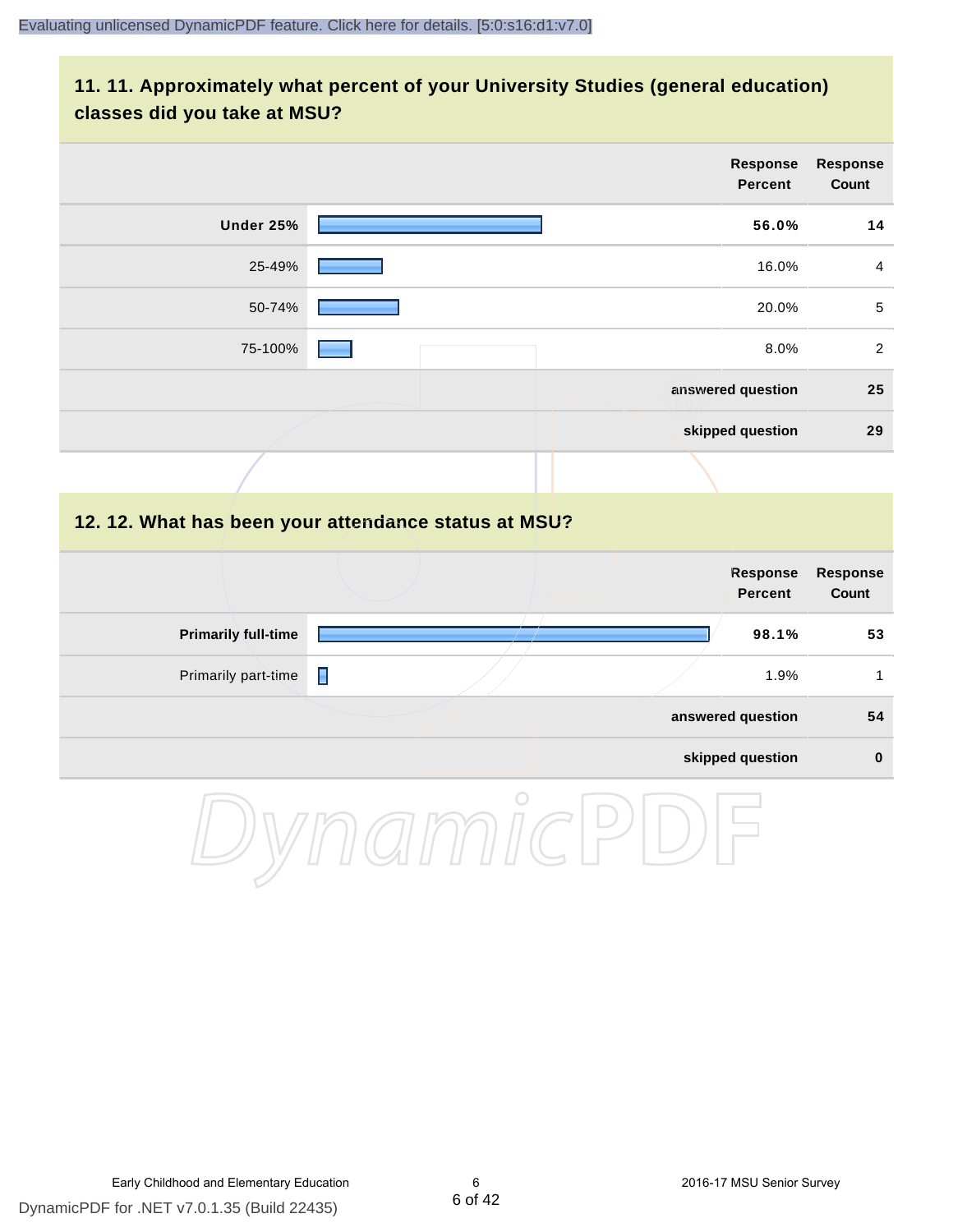## 11. 11. Approximately what percent of your University Studies (general education) classes did you take at MSU?

| | Response Percent | Response Count |
|---|---|---|
| **Under 25%** | **56.0%** | **14** |
| 25-49% | 16.0% | 4 |
| 50-74% | 20.0% | 5 |
| 75-100% | 8.0% | 2 |
| | **answered question** | **25** |
| | **skipped question** | **29** |

## 12. 12. What has been your attendance status at MSU?

| | Response Percent | Response Count |
|---|---|---|
| **Primarily full-time** | **98.1%** | **53** |
| Primarily part-time | 1.9% | 1 |
| | **answered question** | **54** |
| | **skipped question** | **0** |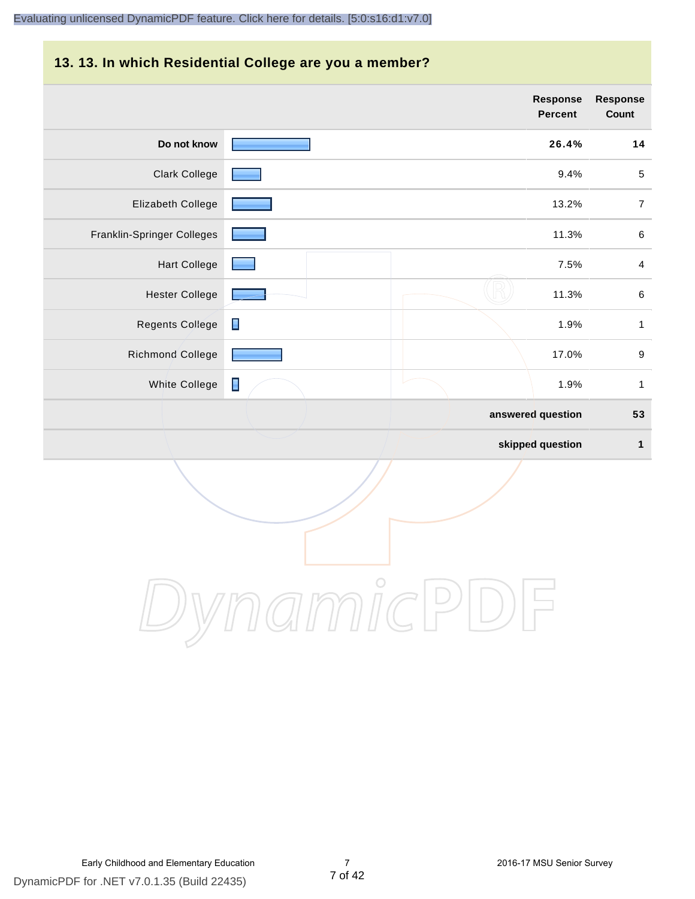## 13. 13. In which Residential College are you a member?

| | Response Percent | Response Count |
|---|---|---|
| **Do not know** | **26.4%** | **14** |
| Clark College | 9.4% | 5 |
| Elizabeth College | 13.2% | 7 |
| Franklin-Springer Colleges | 11.3% | 6 |
| Hart College | 7.5% | 4 |
| Hester College | 11.3% | 6 |
| Regents College | 1.9% | 1 |
| Richmond College | 17.0% | 9 |
| White College | 1.9% | 1 |
| | **answered question** | **53** |
| | **skipped question** | **1** |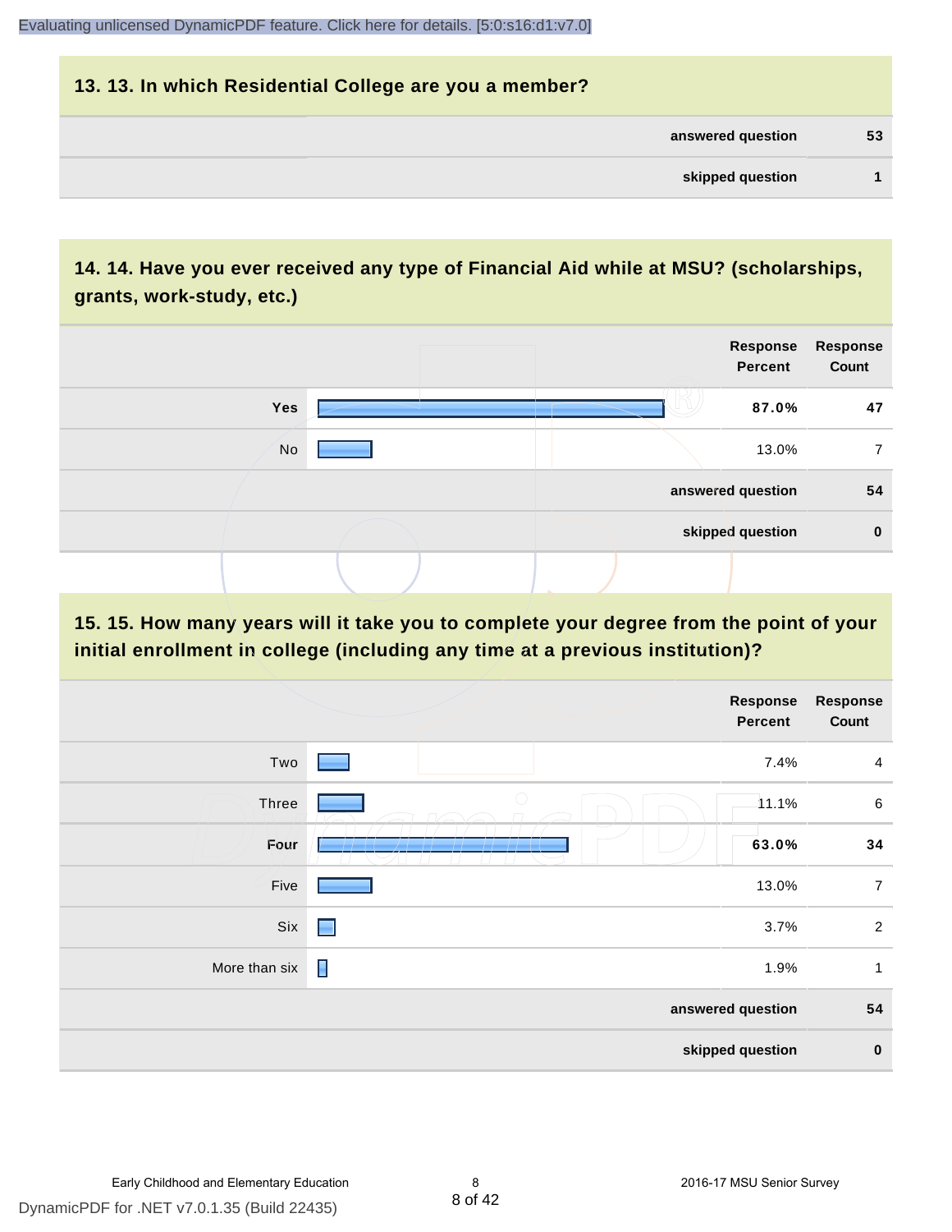## 13. 13. In which Residential College are you a member?

| | |
|---|---|
| answered question | 53 |
| skipped question | 1 |

## 14. 14. Have you ever received any type of Financial Aid while at MSU? (scholarships, grants, work-study, etc.)

| | Response Percent | Response Count |
|---|---|---|
| Yes | **87.0%** | **47** |
| No | 13.0% | 7 |
| answered question | | 54 |
| skipped question | | 0 |

## 15. 15. How many years will it take you to complete your degree from the point of your initial enrollment in college (including any time at a previous institution)?

| | Response Percent | Response Count |
|---|---|---|
| Two | 7.4% | 4 |
| Three | 11.1% | 6 |
| Four | **63.0%** | **34** |
| Five | 13.0% | 7 |
| Six | 3.7% | 2 |
| More than six | 1.9% | 1 |
| answered question | | 54 |
| skipped question | | 0 |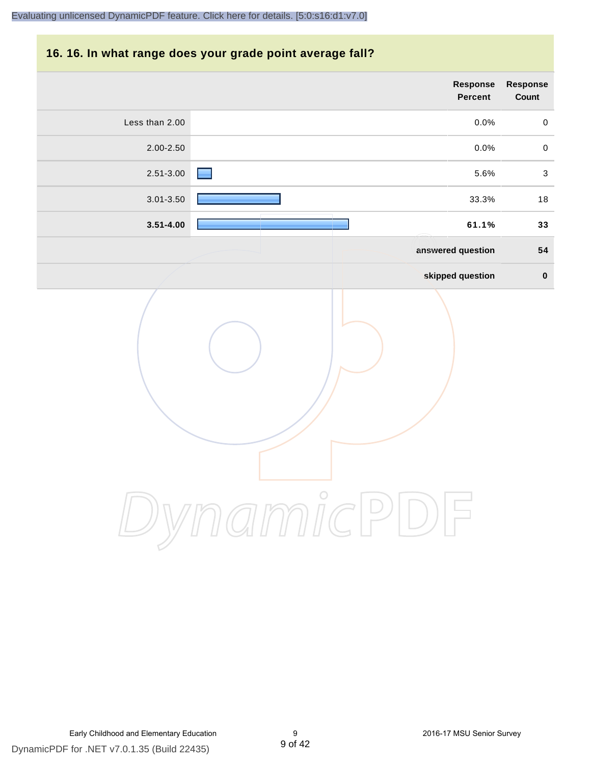## 16. 16. In what range does your grade point average fall?

| | Response Percent | Response Count |
|---|---|---|
| Less than 2.00 | 0.0% | 0 |
| 2.00-2.50 | 0.0% | 0 |
| 2.51-3.00 | 5.6% | 3 |
| 3.01-3.50 | 33.3% | 18 |
| **3.51-4.00** | **61.1%** | **33** |
| | **answered question** | **54** |
| | **skipped question** | **0** |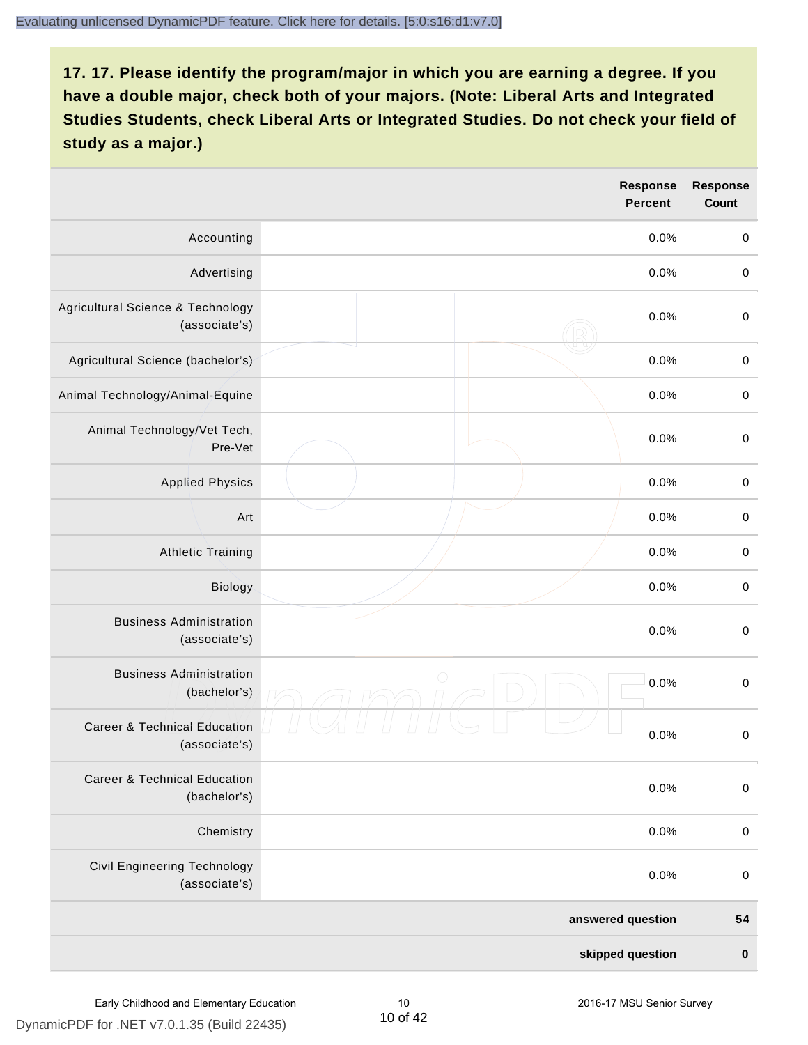## 17. 17. Please identify the program/major in which you are earning a degree. If you have a double major, check both of your majors. (Note: Liberal Arts and Integrated Studies Students, check Liberal Arts or Integrated Studies. Do not check your field of study as a major.)

| | | Response Percent | Response Count |
|---|---|---|---|
| Accounting | | 0.0% | 0 |
| Advertising | | 0.0% | 0 |
| Agricultural Science & Technology (associate's) | | 0.0% | 0 |
| Agricultural Science (bachelor's) | | 0.0% | 0 |
| Animal Technology/Animal-Equine | | 0.0% | 0 |
| Animal Technology/Vet Tech, Pre-Vet | | 0.0% | 0 |
| Applied Physics | | 0.0% | 0 |
| Art | | 0.0% | 0 |
| Athletic Training | | 0.0% | 0 |
| Biology | | 0.0% | 0 |
| Business Administration (associate's) | | 0.0% | 0 |
| Business Administration (bachelor's) | | 0.0% | 0 |
| Career & Technical Education (associate's) | | 0.0% | 0 |
| Career & Technical Education (bachelor's) | | 0.0% | 0 |
| Chemistry | | 0.0% | 0 |
| Civil Engineering Technology (associate's) | | 0.0% | 0 |
| | | **answered question** | **54** |
| | | **skipped question** | **0** |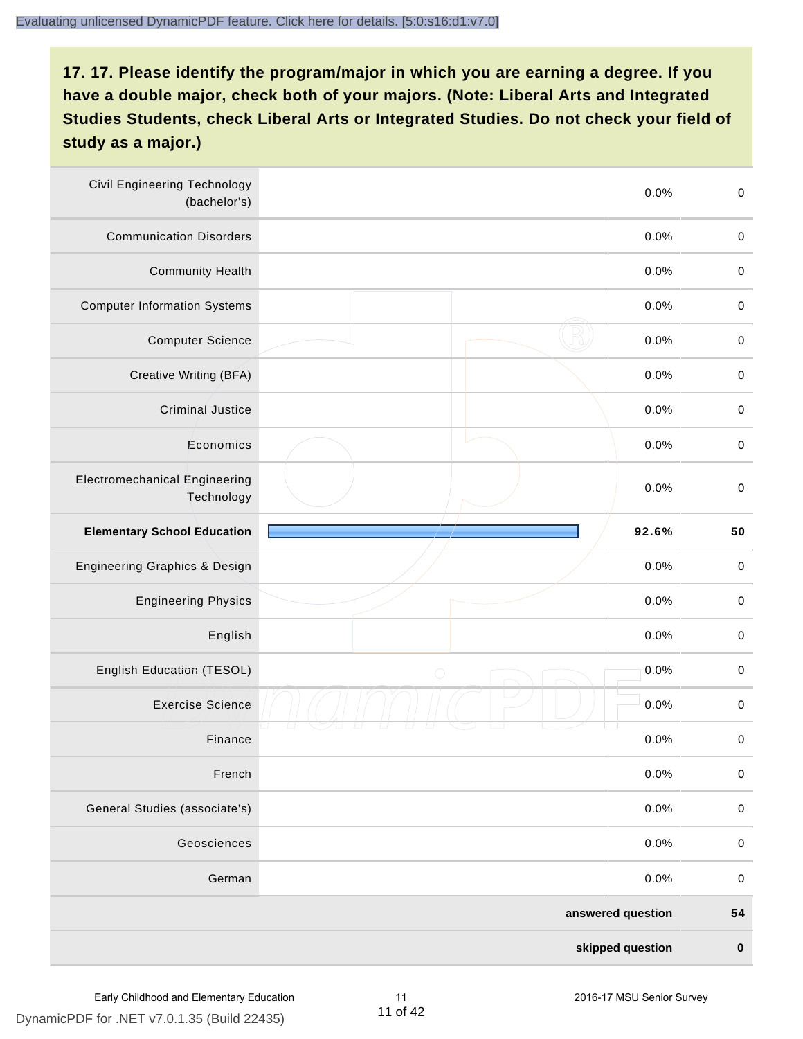**17. 17. Please identify the program/major in which you are earning a degree. If you have a double major, check both of your majors. (Note: Liberal Arts and Integrated Studies Students, check Liberal Arts or Integrated Studies. Do not check your field of study as a major.)**

| Program/Major | Percent | Count |
|---|---|---|
| Civil Engineering Technology (bachelor's) | 0.0% | 0 |
| Communication Disorders | 0.0% | 0 |
| Community Health | 0.0% | 0 |
| Computer Information Systems | 0.0% | 0 |
| Computer Science | 0.0% | 0 |
| Creative Writing (BFA) | 0.0% | 0 |
| Criminal Justice | 0.0% | 0 |
| Economics | 0.0% | 0 |
| Electromechanical Engineering Technology | 0.0% | 0 |
| **Elementary School Education** | **92.6%** | **50** |
| Engineering Graphics & Design | 0.0% | 0 |
| Engineering Physics | 0.0% | 0 |
| English | 0.0% | 0 |
| English Education (TESOL) | 0.0% | 0 |
| Exercise Science | 0.0% | 0 |
| Finance | 0.0% | 0 |
| French | 0.0% | 0 |
| General Studies (associate's) | 0.0% | 0 |
| Geosciences | 0.0% | 0 |
| German | 0.0% | 0 |
| **answered question** | | **54** |
| **skipped question** | | **0** |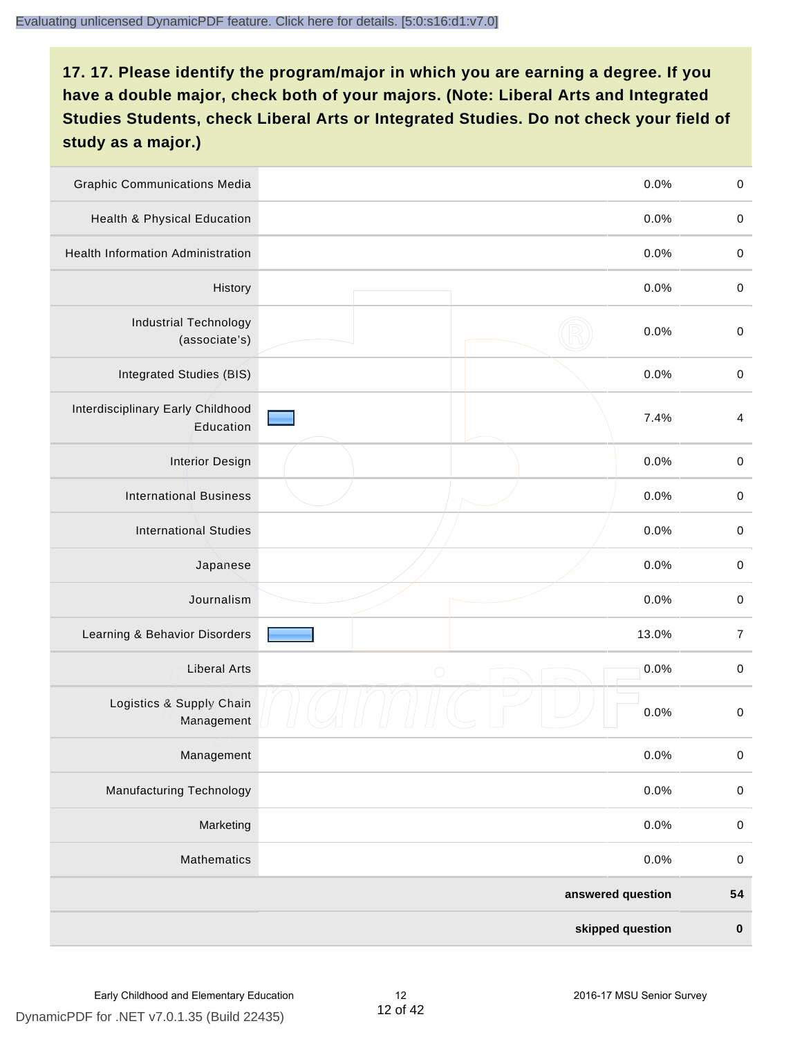**17. 17. Please identify the program/major in which you are earning a degree. If you have a double major, check both of your majors. (Note: Liberal Arts and Integrated Studies Students, check Liberal Arts or Integrated Studies. Do not check your field of study as a major.)**

| Program/Major | Percent | Count |
|---|---|---|
| Graphic Communications Media | 0.0% | 0 |
| Health & Physical Education | 0.0% | 0 |
| Health Information Administration | 0.0% | 0 |
| History | 0.0% | 0 |
| Industrial Technology (associate's) | 0.0% | 0 |
| Integrated Studies (BIS) | 0.0% | 0 |
| Interdisciplinary Early Childhood Education | 7.4% | 4 |
| Interior Design | 0.0% | 0 |
| International Business | 0.0% | 0 |
| International Studies | 0.0% | 0 |
| Japanese | 0.0% | 0 |
| Journalism | 0.0% | 0 |
| Learning & Behavior Disorders | 13.0% | 7 |
| Liberal Arts | 0.0% | 0 |
| Logistics & Supply Chain Management | 0.0% | 0 |
| Management | 0.0% | 0 |
| Manufacturing Technology | 0.0% | 0 |
| Marketing | 0.0% | 0 |
| Mathematics | 0.0% | 0 |
| **answered question** | | **54** |
| **skipped question** | | **0** |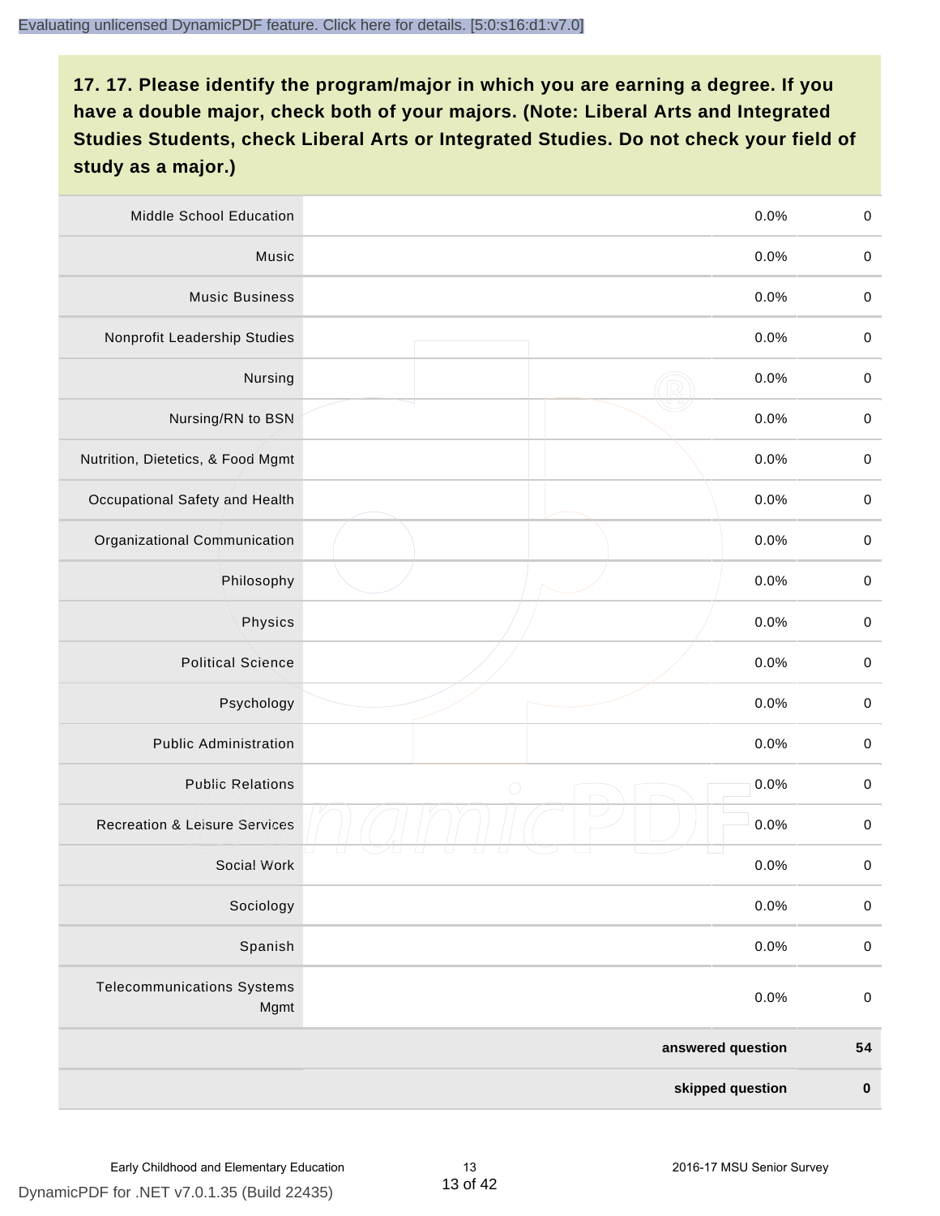## 17. 17. Please identify the program/major in which you are earning a degree. If you have a double major, check both of your majors. (Note: Liberal Arts and Integrated Studies Students, check Liberal Arts or Integrated Studies. Do not check your field of study as a major.)

| | | | |
|---|---|---|---|
| Middle School Education | | 0.0% | 0 |
| Music | | 0.0% | 0 |
| Music Business | | 0.0% | 0 |
| Nonprofit Leadership Studies | | 0.0% | 0 |
| Nursing | | 0.0% | 0 |
| Nursing/RN to BSN | | 0.0% | 0 |
| Nutrition, Dietetics, & Food Mgmt | | 0.0% | 0 |
| Occupational Safety and Health | | 0.0% | 0 |
| Organizational Communication | | 0.0% | 0 |
| Philosophy | | 0.0% | 0 |
| Physics | | 0.0% | 0 |
| Political Science | | 0.0% | 0 |
| Psychology | | 0.0% | 0 |
| Public Administration | | 0.0% | 0 |
| Public Relations | | 0.0% | 0 |
| Recreation & Leisure Services | | 0.0% | 0 |
| Social Work | | 0.0% | 0 |
| Sociology | | 0.0% | 0 |
| Spanish | | 0.0% | 0 |
| Telecommunications Systems Mgmt | | 0.0% | 0 |
| | | **answered question** | **54** |
| | | **skipped question** | **0** |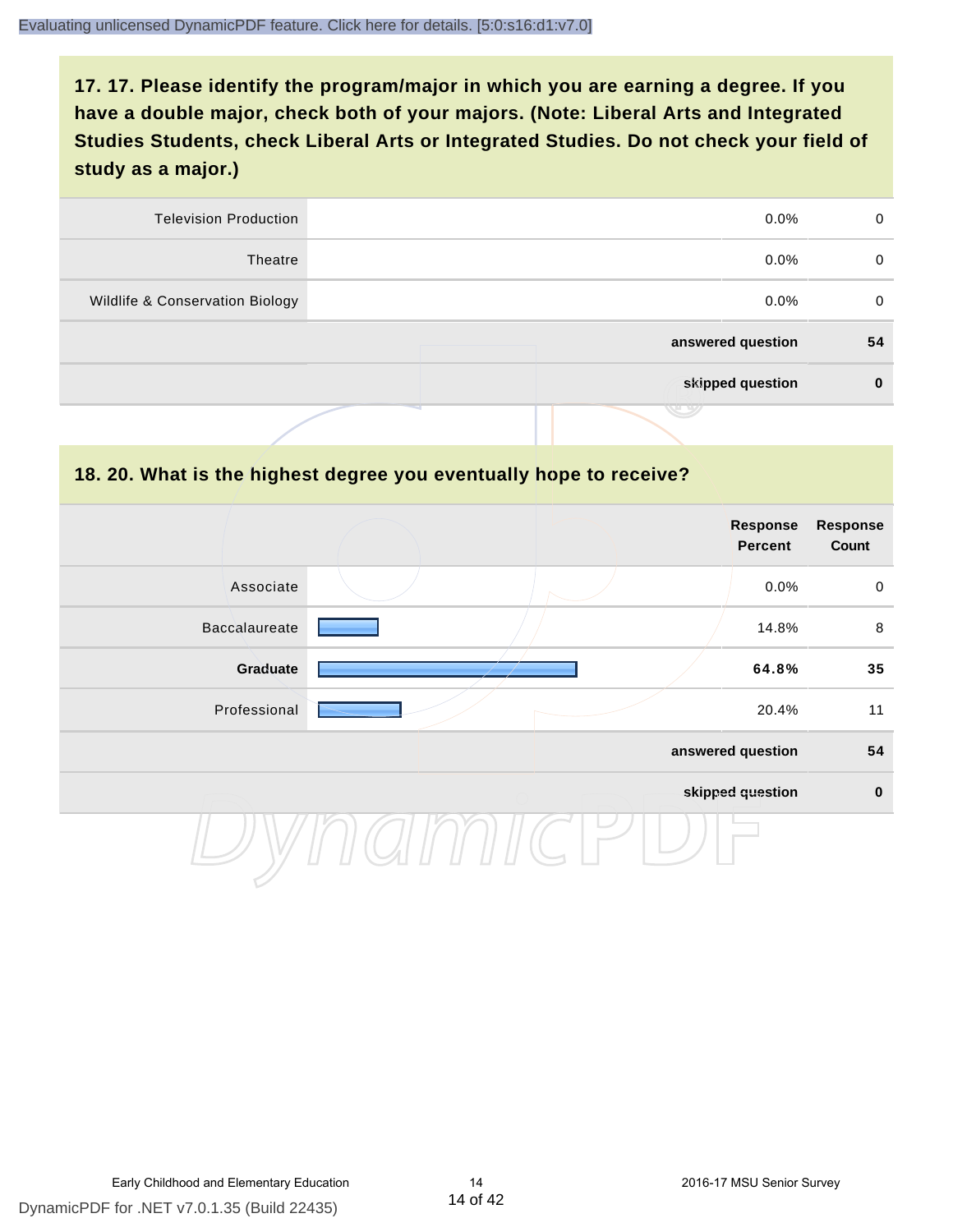## 17. 17. Please identify the program/major in which you are earning a degree. If you have a double major, check both of your majors. (Note: Liberal Arts and Integrated Studies Students, check Liberal Arts or Integrated Studies. Do not check your field of study as a major.)

| | | | |
|---|---|---|---|
| Television Production | | 0.0% | 0 |
| Theatre | | 0.0% | 0 |
| Wildlife & Conservation Biology | | 0.0% | 0 |
| | | **answered question** | **54** |
| | | **skipped question** | **0** |

## 18. 20. What is the highest degree you eventually hope to receive?

| | | Response Percent | Response Count |
|---|---|---|---|
| Associate | | 0.0% | 0 |
| Baccalaureate | | 14.8% | 8 |
| **Graduate** | | **64.8%** | **35** |
| Professional | | 20.4% | 11 |
| | | **answered question** | **54** |
| | | **skipped question** | **0** |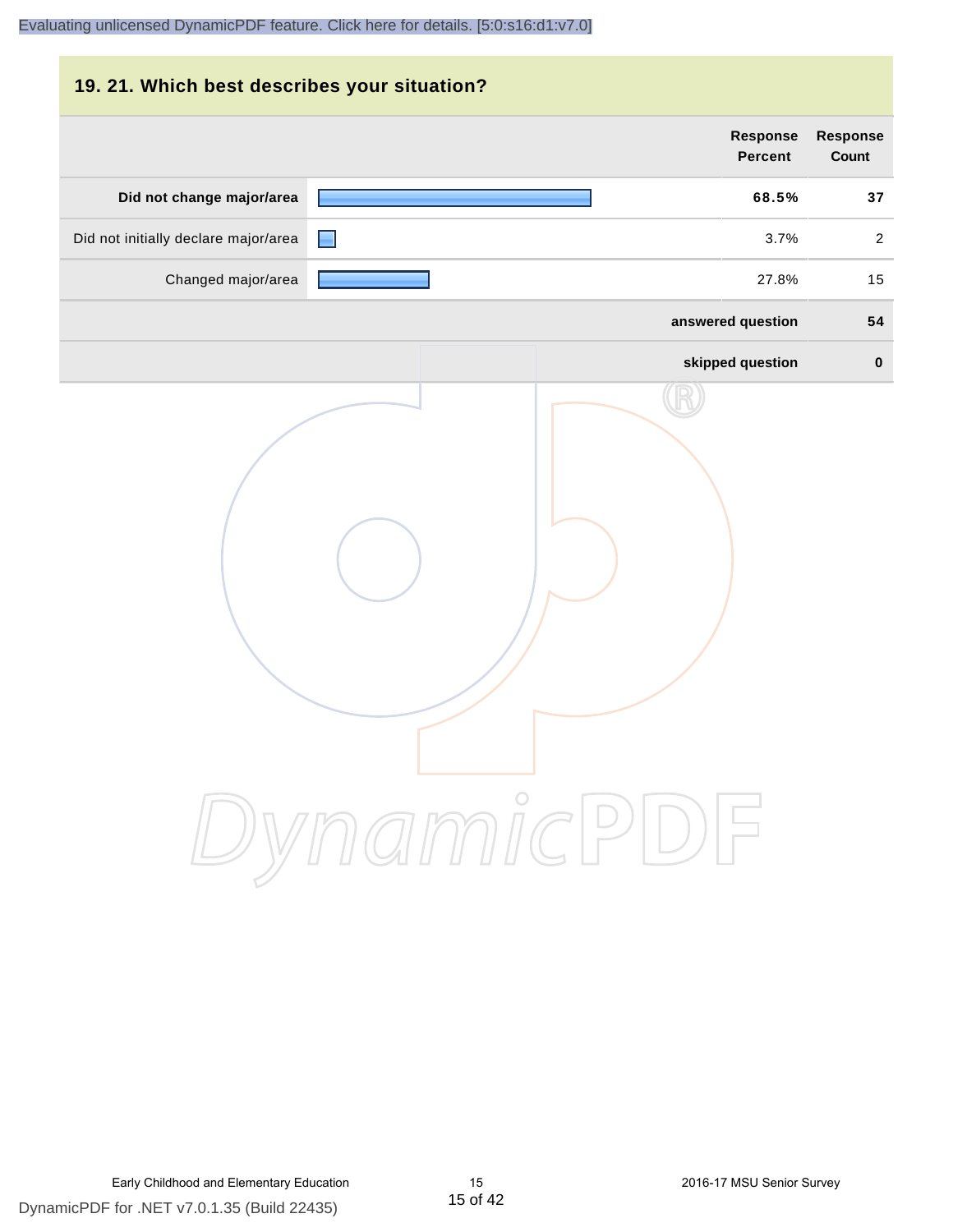## 19. 21. Which best describes your situation?

| | Response Percent | Response Count |
|---|---|---|
| **Did not change major/area** | **68.5%** | **37** |
| Did not initially declare major/area | 3.7% | 2 |
| Changed major/area | 27.8% | 15 |
| **answered question** | | **54** |
| **skipped question** | | **0** |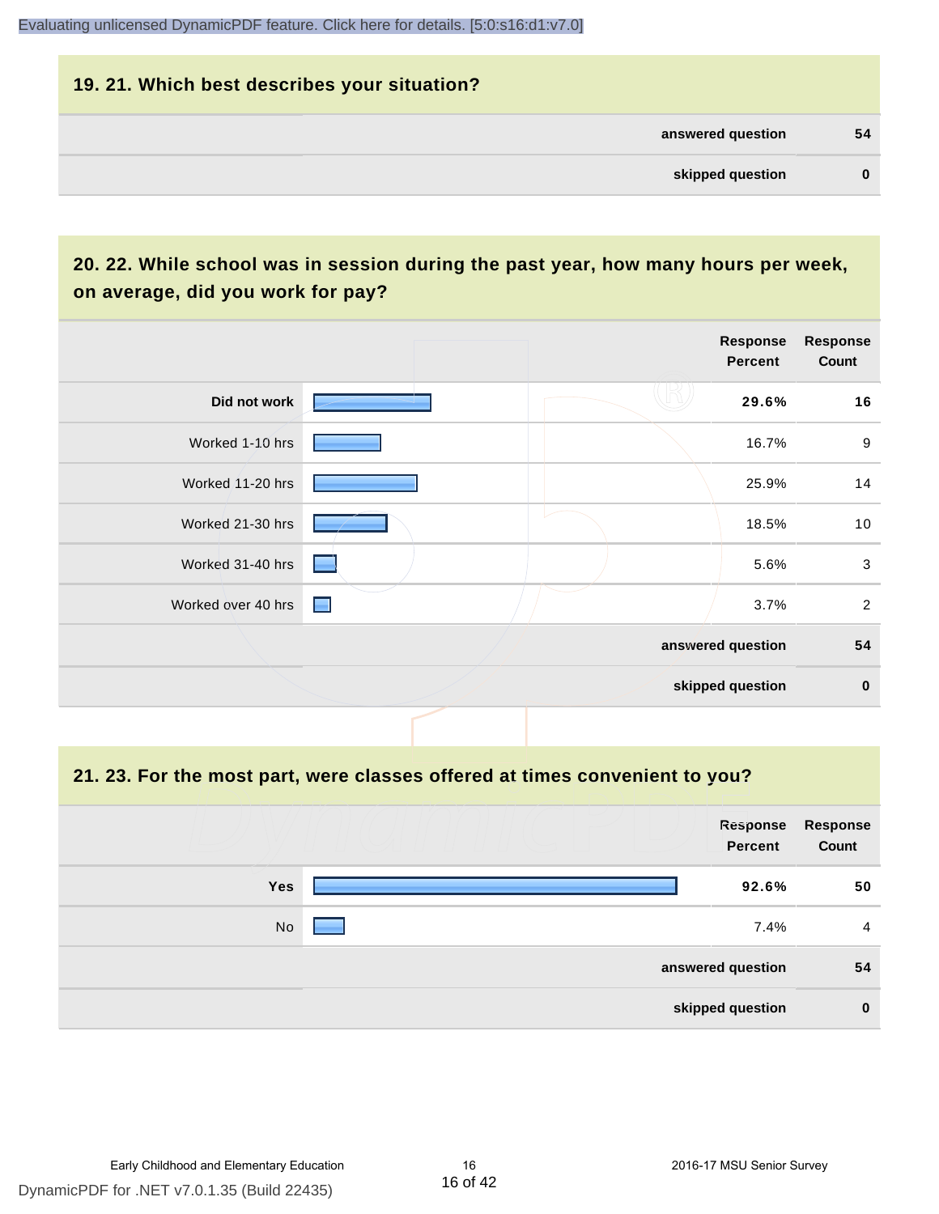## 19. 21. Which best describes your situation?

| | |
|---|---|
| answered question | 54 |
| skipped question | 0 |

## 20. 22. While school was in session during the past year, how many hours per week, on average, did you work for pay?

| | Response Percent | Response Count |
|---|---|---|
| **Did not work** | **29.6%** | **16** |
| Worked 1-10 hrs | 16.7% | 9 |
| Worked 11-20 hrs | 25.9% | 14 |
| Worked 21-30 hrs | 18.5% | 10 |
| Worked 31-40 hrs | 5.6% | 3 |
| Worked over 40 hrs | 3.7% | 2 |
| | **answered question** | **54** |
| | **skipped question** | **0** |

## 21. 23. For the most part, were classes offered at times convenient to you?

| | Response Percent | Response Count |
|---|---|---|
| **Yes** | **92.6%** | **50** |
| No | 7.4% | 4 |
| | **answered question** | **54** |
| | **skipped question** | **0** |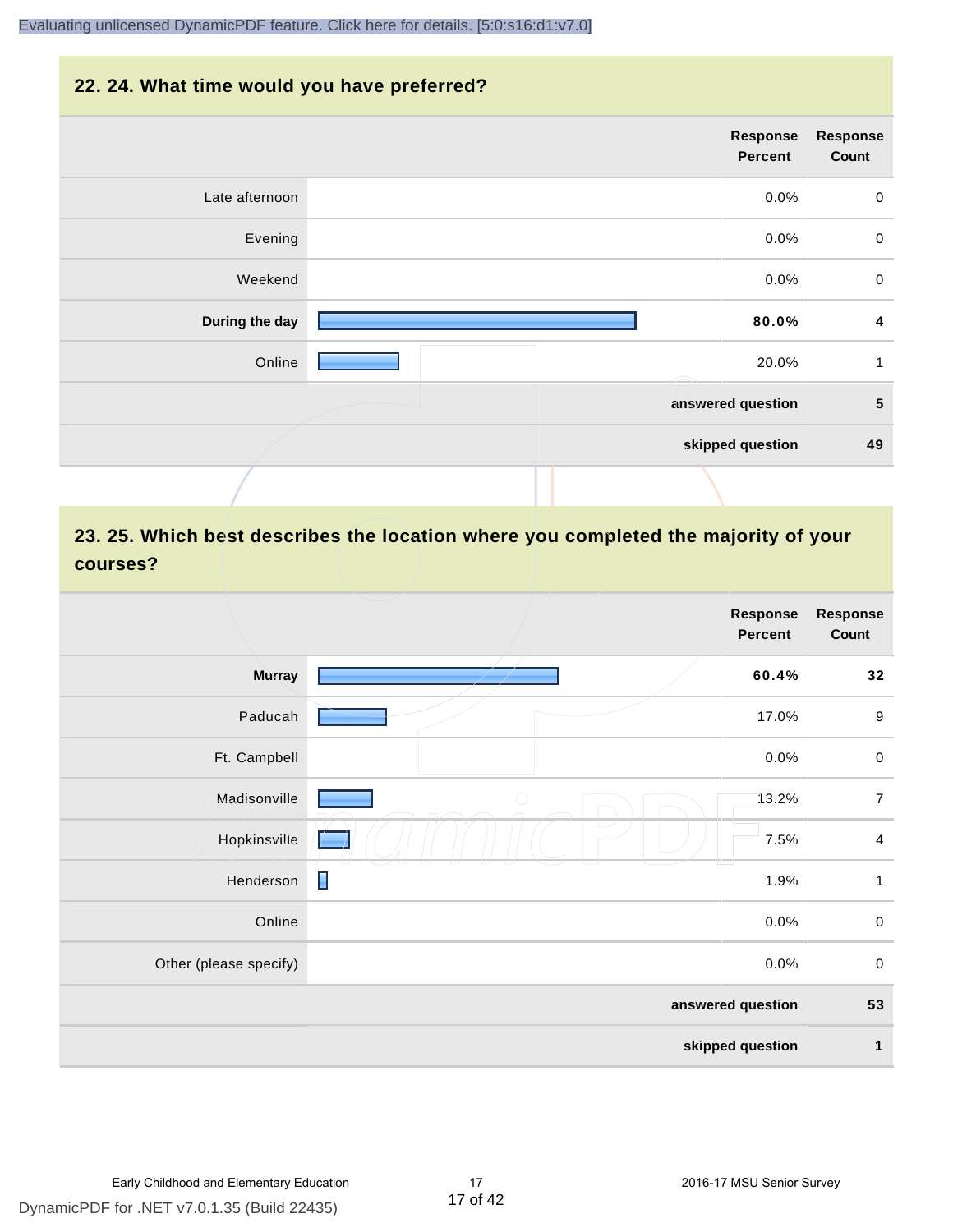## 22. 24. What time would you have preferred?

| | Response Percent | Response Count |
|---|---|---|
| Late afternoon | 0.0% | 0 |
| Evening | 0.0% | 0 |
| Weekend | 0.0% | 0 |
| **During the day** | **80.0%** | **4** |
| Online | 20.0% | 1 |
| **answered question** | | **5** |
| **skipped question** | | **49** |

## 23. 25. Which best describes the location where you completed the majority of your courses?

| | Response Percent | Response Count |
|---|---|---|
| **Murray** | **60.4%** | **32** |
| Paducah | 17.0% | 9 |
| Ft. Campbell | 0.0% | 0 |
| Madisonville | 13.2% | 7 |
| Hopkinsville | 7.5% | 4 |
| Henderson | 1.9% | 1 |
| Online | 0.0% | 0 |
| Other (please specify) | 0.0% | 0 |
| **answered question** | | **53** |
| **skipped question** | | **1** |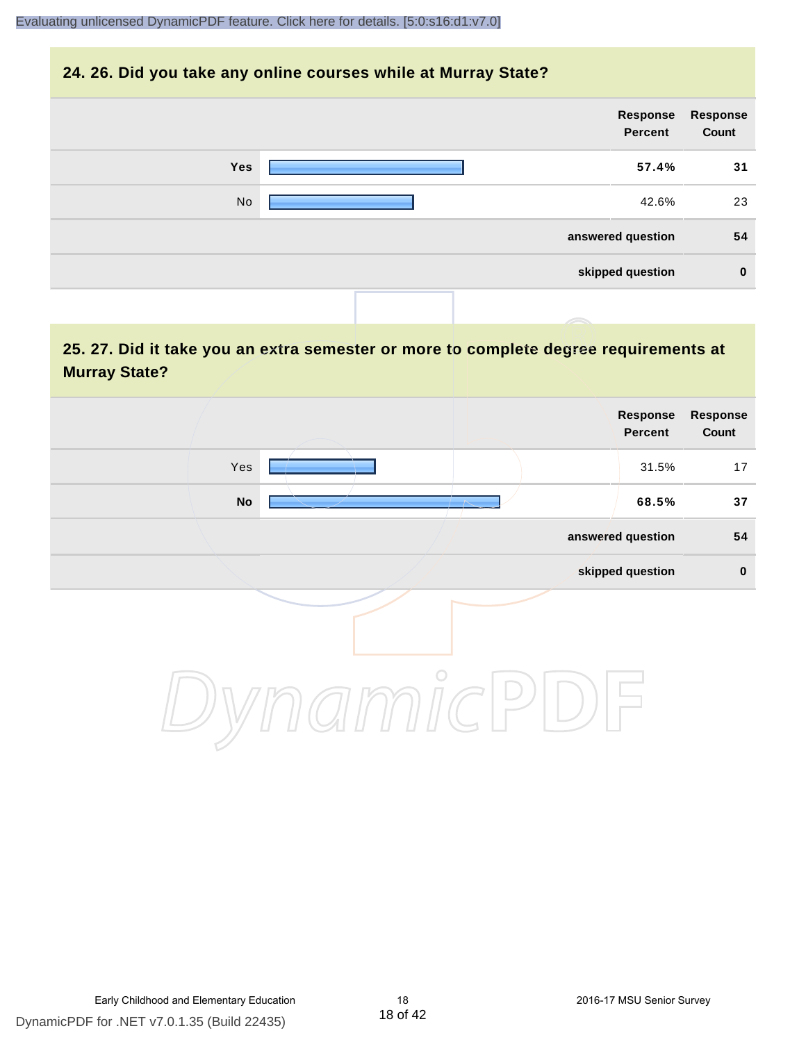## 24. 26. Did you take any online courses while at Murray State?

| | Response Percent | Response Count |
|---|---|---|
| **Yes** | **57.4%** | **31** |
| No | 42.6% | 23 |
| **answered question** | | **54** |
| **skipped question** | | **0** |

## 25. 27. Did it take you an extra semester or more to complete degree requirements at Murray State?

| | Response Percent | Response Count |
|---|---|---|
| Yes | 31.5% | 17 |
| **No** | **68.5%** | **37** |
| **answered question** | | **54** |
| **skipped question** | | **0** |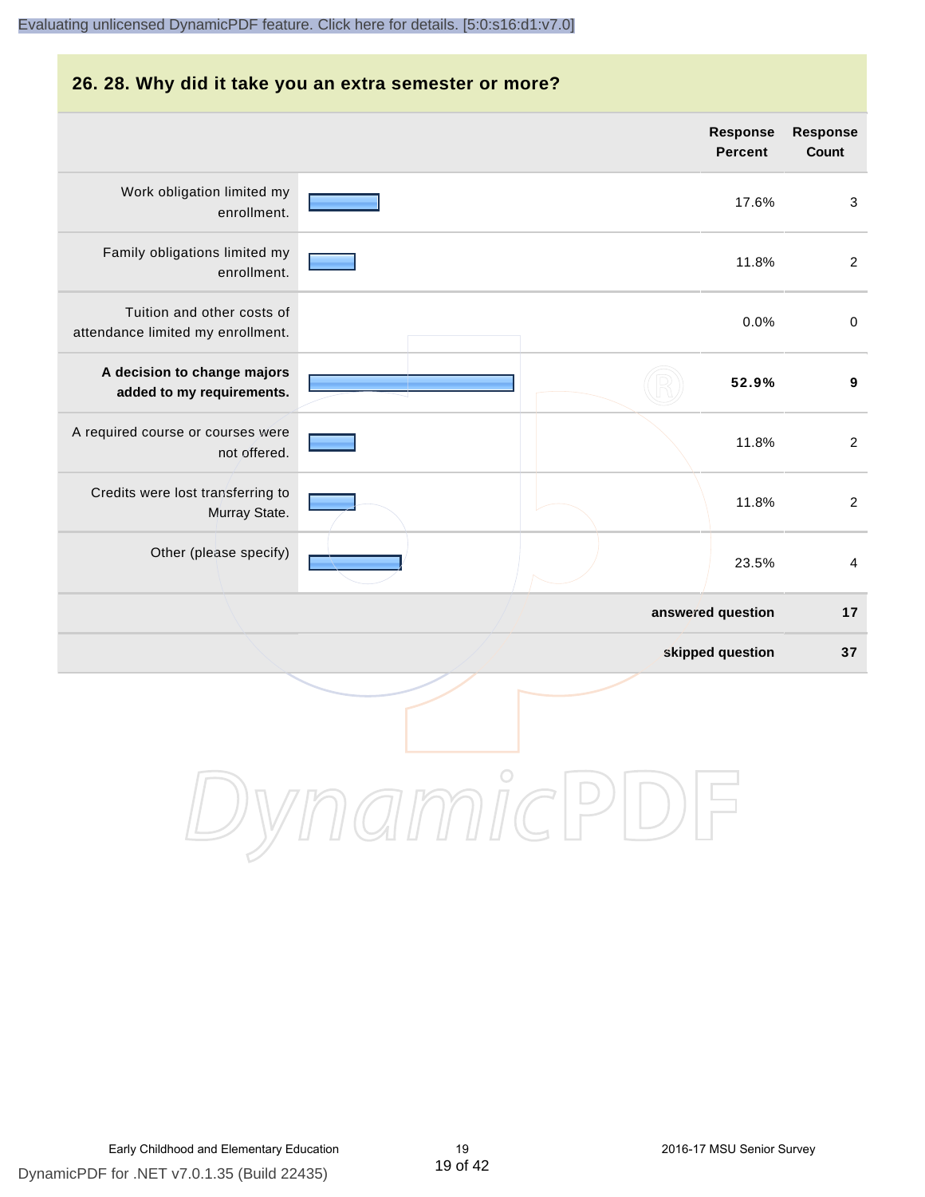## 26. 28. Why did it take you an extra semester or more?

| | Response Percent | Response Count |
|---|---|---|
| Work obligation limited my enrollment. | 17.6% | 3 |
| Family obligations limited my enrollment. | 11.8% | 2 |
| Tuition and other costs of attendance limited my enrollment. | 0.0% | 0 |
| **A decision to change majors added to my requirements.** | **52.9%** | **9** |
| A required course or courses were not offered. | 11.8% | 2 |
| Credits were lost transferring to Murray State. | 11.8% | 2 |
| Other (please specify) | 23.5% | 4 |
| | **answered question** | **17** |
| | **skipped question** | **37** |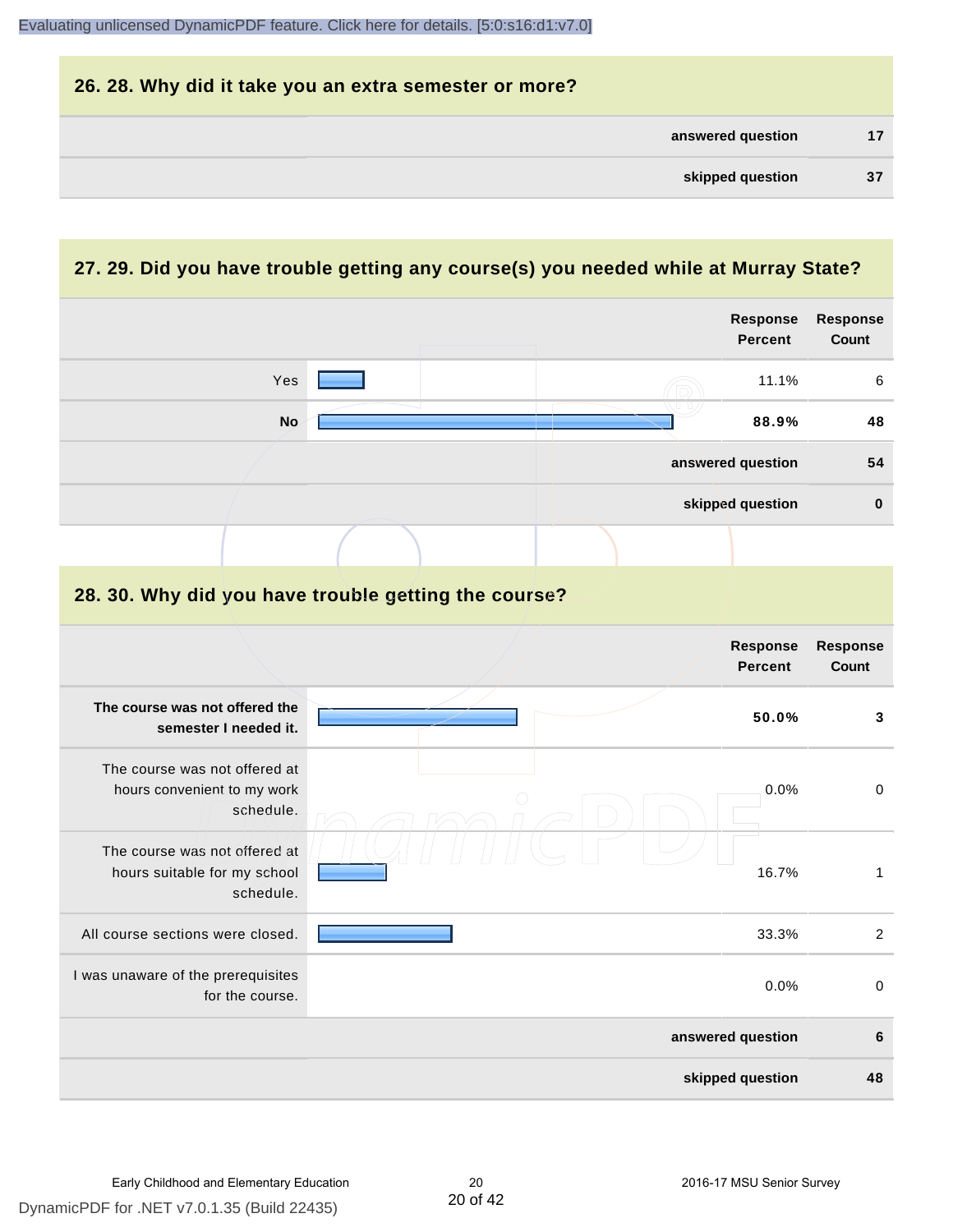## 26. 28. Why did it take you an extra semester or more?

| | |
|---|---|
| **answered question** | **17** |
| **skipped question** | **37** |

## 27. 29. Did you have trouble getting any course(s) you needed while at Murray State?

| | Response Percent | Response Count |
|---|---|---|
| Yes | 11.1% | 6 |
| **No** | **88.9%** | **48** |
| **answered question** | | **54** |
| **skipped question** | | **0** |

## 28. 30. Why did you have trouble getting the course?

| | Response Percent | Response Count |
|---|---|---|
| **The course was not offered the semester I needed it.** | **50.0%** | **3** |
| The course was not offered at hours convenient to my work schedule. | 0.0% | 0 |
| The course was not offered at hours suitable for my school schedule. | 16.7% | 1 |
| All course sections were closed. | 33.3% | 2 |
| I was unaware of the prerequisites for the course. | 0.0% | 0 |
| **answered question** | | **6** |
| **skipped question** | | **48** |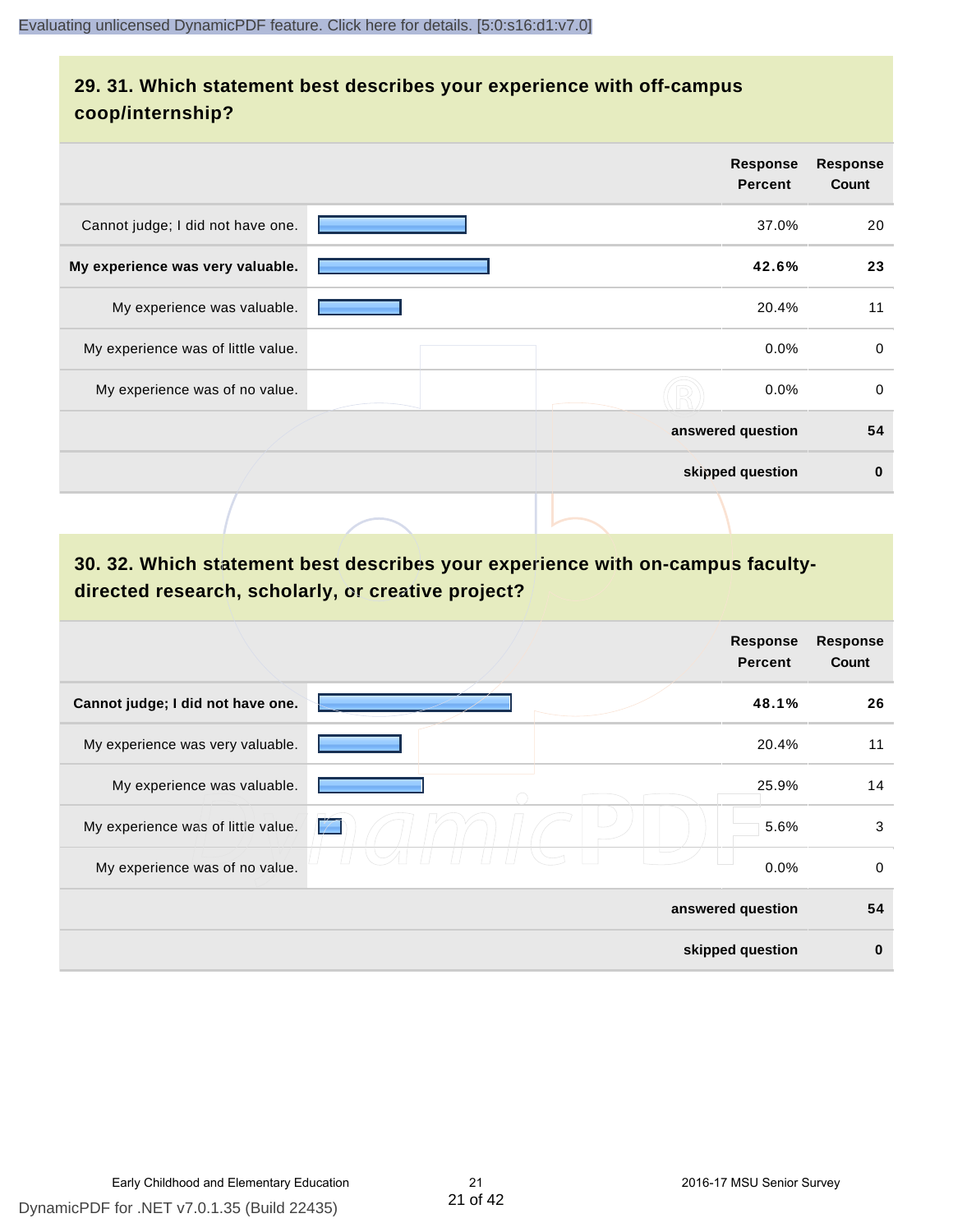## 29. 31. Which statement best describes your experience with off-campus coop/internship?

| | Response Percent | Response Count |
|---|---|---|
| Cannot judge; I did not have one. | 37.0% | 20 |
| **My experience was very valuable.** | **42.6%** | **23** |
| My experience was valuable. | 20.4% | 11 |
| My experience was of little value. | 0.0% | 0 |
| My experience was of no value. | 0.0% | 0 |
| | **answered question** | **54** |
| | **skipped question** | **0** |

## 30. 32. Which statement best describes your experience with on-campus faculty-directed research, scholarly, or creative project?

| | Response Percent | Response Count |
|---|---|---|
| **Cannot judge; I did not have one.** | **48.1%** | **26** |
| My experience was very valuable. | 20.4% | 11 |
| My experience was valuable. | 25.9% | 14 |
| My experience was of little value. | 5.6% | 3 |
| My experience was of no value. | 0.0% | 0 |
| | **answered question** | **54** |
| | **skipped question** | **0** |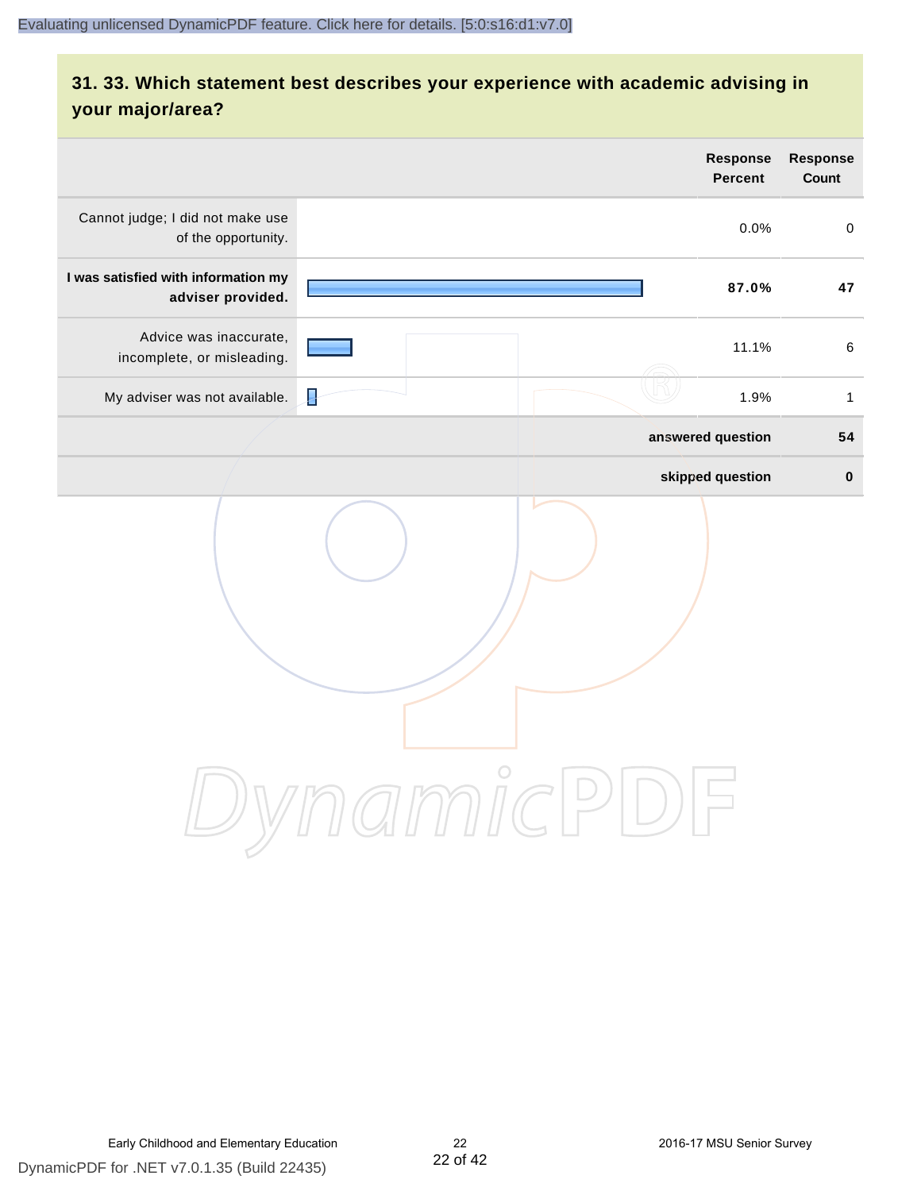## 31. 33. Which statement best describes your experience with academic advising in your major/area?

| | Response Percent | Response Count |
|---|---|---|
| Cannot judge; I did not make use of the opportunity. | 0.0% | 0 |
| **I was satisfied with information my adviser provided.** | **87.0%** | **47** |
| Advice was inaccurate, incomplete, or misleading. | 11.1% | 6 |
| My adviser was not available. | 1.9% | 1 |
| | **answered question** | **54** |
| | **skipped question** | **0** |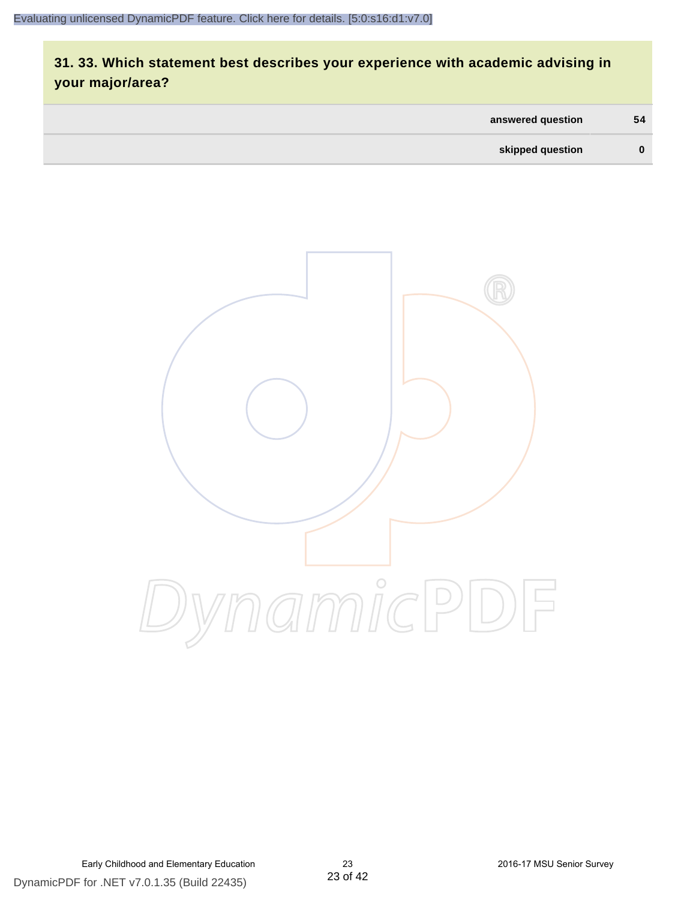## 31. 33. Which statement best describes your experience with academic advising in your major/area?

| | |
|---|---|
| answered question | 54 |
| skipped question | 0 |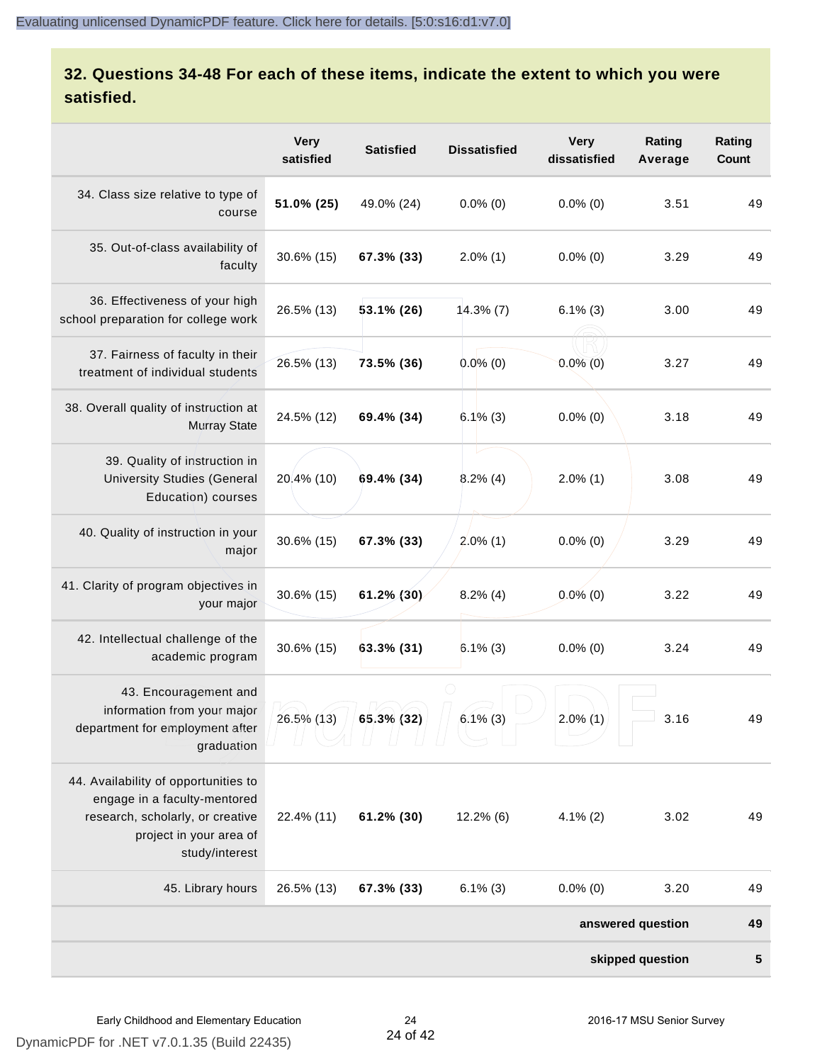## 32. Questions 34-48 For each of these items, indicate the extent to which you were satisfied.

| | Very satisfied | Satisfied | Dissatisfied | Very dissatisfied | Rating Average | Rating Count |
|---|---|---|---|---|---|---|
| 34. Class size relative to type of course | **51.0% (25)** | 49.0% (24) | 0.0% (0) | 0.0% (0) | 3.51 | 49 |
| 35. Out-of-class availability of faculty | 30.6% (15) | **67.3% (33)** | 2.0% (1) | 0.0% (0) | 3.29 | 49 |
| 36. Effectiveness of your high school preparation for college work | 26.5% (13) | **53.1% (26)** | 14.3% (7) | 6.1% (3) | 3.00 | 49 |
| 37. Fairness of faculty in their treatment of individual students | 26.5% (13) | **73.5% (36)** | 0.0% (0) | 0.0% (0) | 3.27 | 49 |
| 38. Overall quality of instruction at Murray State | 24.5% (12) | **69.4% (34)** | 6.1% (3) | 0.0% (0) | 3.18 | 49 |
| 39. Quality of instruction in University Studies (General Education) courses | 20.4% (10) | **69.4% (34)** | 8.2% (4) | 2.0% (1) | 3.08 | 49 |
| 40. Quality of instruction in your major | 30.6% (15) | **67.3% (33)** | 2.0% (1) | 0.0% (0) | 3.29 | 49 |
| 41. Clarity of program objectives in your major | 30.6% (15) | **61.2% (30)** | 8.2% (4) | 0.0% (0) | 3.22 | 49 |
| 42. Intellectual challenge of the academic program | 30.6% (15) | **63.3% (31)** | 6.1% (3) | 0.0% (0) | 3.24 | 49 |
| 43. Encouragement and information from your major department for employment after graduation | 26.5% (13) | **65.3% (32)** | 6.1% (3) | 2.0% (1) | 3.16 | 49 |
| 44. Availability of opportunities to engage in a faculty-mentored research, scholarly, or creative project in your area of study/interest | 22.4% (11) | **61.2% (30)** | 12.2% (6) | 4.1% (2) | 3.02 | 49 |
| 45. Library hours | 26.5% (13) | **67.3% (33)** | 6.1% (3) | 0.0% (0) | 3.20 | 49 |
| | | | | | **answered question** | **49** |
| | | | | | **skipped question** | **5** |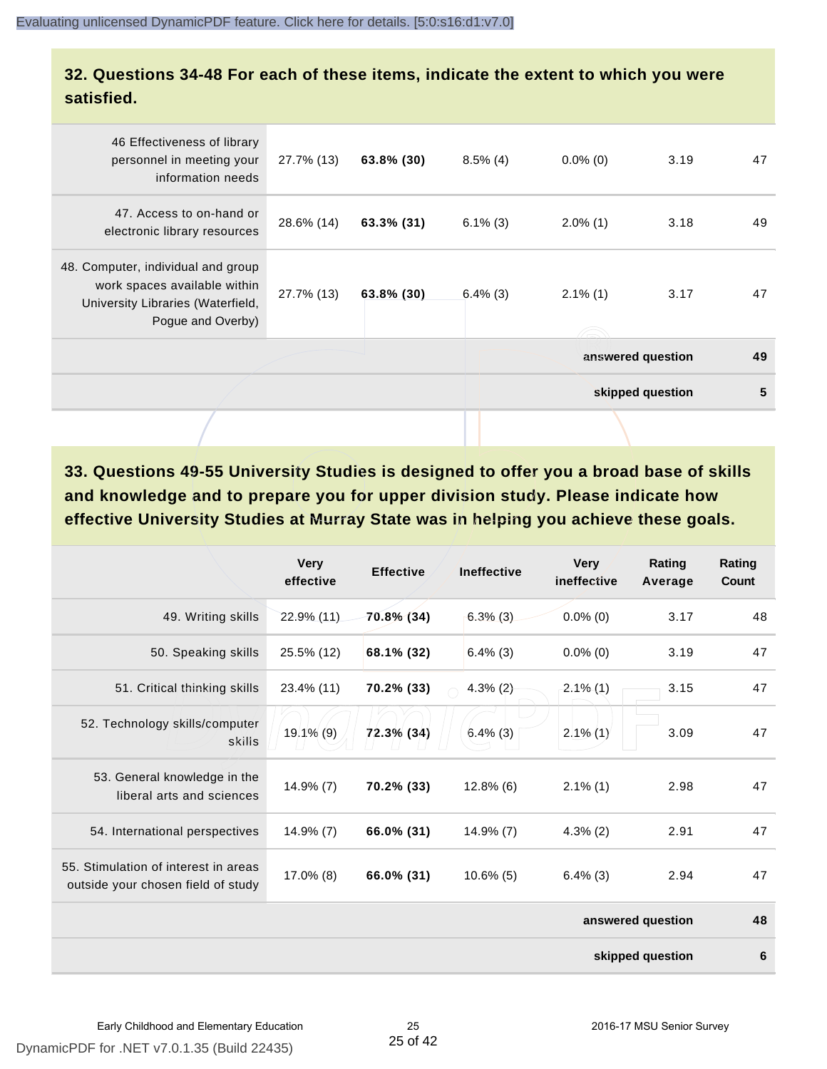## 32. Questions 34-48 For each of these items, indicate the extent to which you were satisfied.

| | | | | | | |
|---|---|---|---|---|---|---|
| 46 Effectiveness of library personnel in meeting your information needs | 27.7% (13) | **63.8% (30)** | 8.5% (4) | 0.0% (0) | 3.19 | 47 |
| 47. Access to on-hand or electronic library resources | 28.6% (14) | **63.3% (31)** | 6.1% (3) | 2.0% (1) | 3.18 | 49 |
| 48. Computer, individual and group work spaces available within University Libraries (Waterfield, Pogue and Overby) | 27.7% (13) | **63.8% (30)** | 6.4% (3) | 2.1% (1) | 3.17 | 47 |
| | | | | | **answered question** | **49** |
| | | | | | **skipped question** | **5** |

## 33. Questions 49-55 University Studies is designed to offer you a broad base of skills and knowledge and to prepare you for upper division study. Please indicate how effective University Studies at Murray State was in helping you achieve these goals.

| | Very effective | Effective | Ineffective | Very ineffective | Rating Average | Rating Count |
|---|---|---|---|---|---|---|
| 49. Writing skills | 22.9% (11) | **70.8% (34)** | 6.3% (3) | 0.0% (0) | 3.17 | 48 |
| 50. Speaking skills | 25.5% (12) | **68.1% (32)** | 6.4% (3) | 0.0% (0) | 3.19 | 47 |
| 51. Critical thinking skills | 23.4% (11) | **70.2% (33)** | 4.3% (2) | 2.1% (1) | 3.15 | 47 |
| 52. Technology skills/computer skills | 19.1% (9) | **72.3% (34)** | 6.4% (3) | 2.1% (1) | 3.09 | 47 |
| 53. General knowledge in the liberal arts and sciences | 14.9% (7) | **70.2% (33)** | 12.8% (6) | 2.1% (1) | 2.98 | 47 |
| 54. International perspectives | 14.9% (7) | **66.0% (31)** | 14.9% (7) | 4.3% (2) | 2.91 | 47 |
| 55. Stimulation of interest in areas outside your chosen field of study | 17.0% (8) | **66.0% (31)** | 10.6% (5) | 6.4% (3) | 2.94 | 47 |
| | | | | | **answered question** | **48** |
| | | | | | **skipped question** | **6** |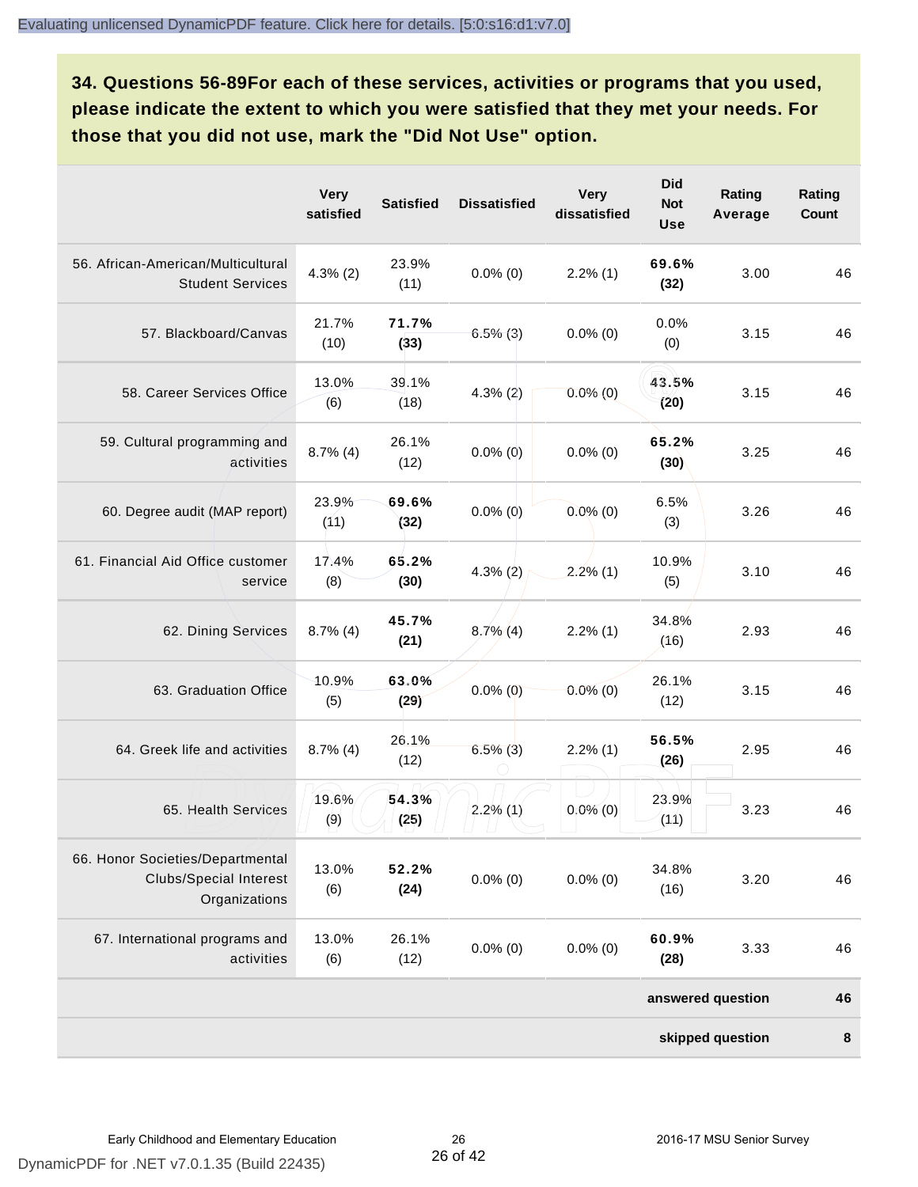**34. Questions 56-89For each of these services, activities or programs that you used, please indicate the extent to which you were satisfied that they met your needs. For those that you did not use, mark the "Did Not Use" option.**

| | Very satisfied | Satisfied | Dissatisfied | Very dissatisfied | Did Not Use | Rating Average | Rating Count |
|---|---|---|---|---|---|---|---|
| 56. African-American/Multicultural Student Services | 4.3% (2) | 23.9% (11) | 0.0% (0) | 2.2% (1) | **69.6% (32)** | 3.00 | 46 |
| 57. Blackboard/Canvas | 21.7% (10) | **71.7% (33)** | 6.5% (3) | 0.0% (0) | 0.0% (0) | 3.15 | 46 |
| 58. Career Services Office | 13.0% (6) | 39.1% (18) | 4.3% (2) | 0.0% (0) | **43.5% (20)** | 3.15 | 46 |
| 59. Cultural programming and activities | 8.7% (4) | 26.1% (12) | 0.0% (0) | 0.0% (0) | **65.2% (30)** | 3.25 | 46 |
| 60. Degree audit (MAP report) | 23.9% (11) | **69.6% (32)** | 0.0% (0) | 0.0% (0) | 6.5% (3) | 3.26 | 46 |
| 61. Financial Aid Office customer service | 17.4% (8) | **65.2% (30)** | 4.3% (2) | 2.2% (1) | 10.9% (5) | 3.10 | 46 |
| 62. Dining Services | 8.7% (4) | **45.7% (21)** | 8.7% (4) | 2.2% (1) | 34.8% (16) | 2.93 | 46 |
| 63. Graduation Office | 10.9% (5) | **63.0% (29)** | 0.0% (0) | 0.0% (0) | 26.1% (12) | 3.15 | 46 |
| 64. Greek life and activities | 8.7% (4) | 26.1% (12) | 6.5% (3) | 2.2% (1) | **56.5% (26)** | 2.95 | 46 |
| 65. Health Services | 19.6% (9) | **54.3% (25)** | 2.2% (1) | 0.0% (0) | 23.9% (11) | 3.23 | 46 |
| 66. Honor Societies/Departmental Clubs/Special Interest Organizations | 13.0% (6) | **52.2% (24)** | 0.0% (0) | 0.0% (0) | 34.8% (16) | 3.20 | 46 |
| 67. International programs and activities | 13.0% (6) | 26.1% (12) | 0.0% (0) | 0.0% (0) | **60.9% (28)** | 3.33 | 46 |
| | | | | | | **answered question** | **46** |
| | | | | | | **skipped question** | **8** |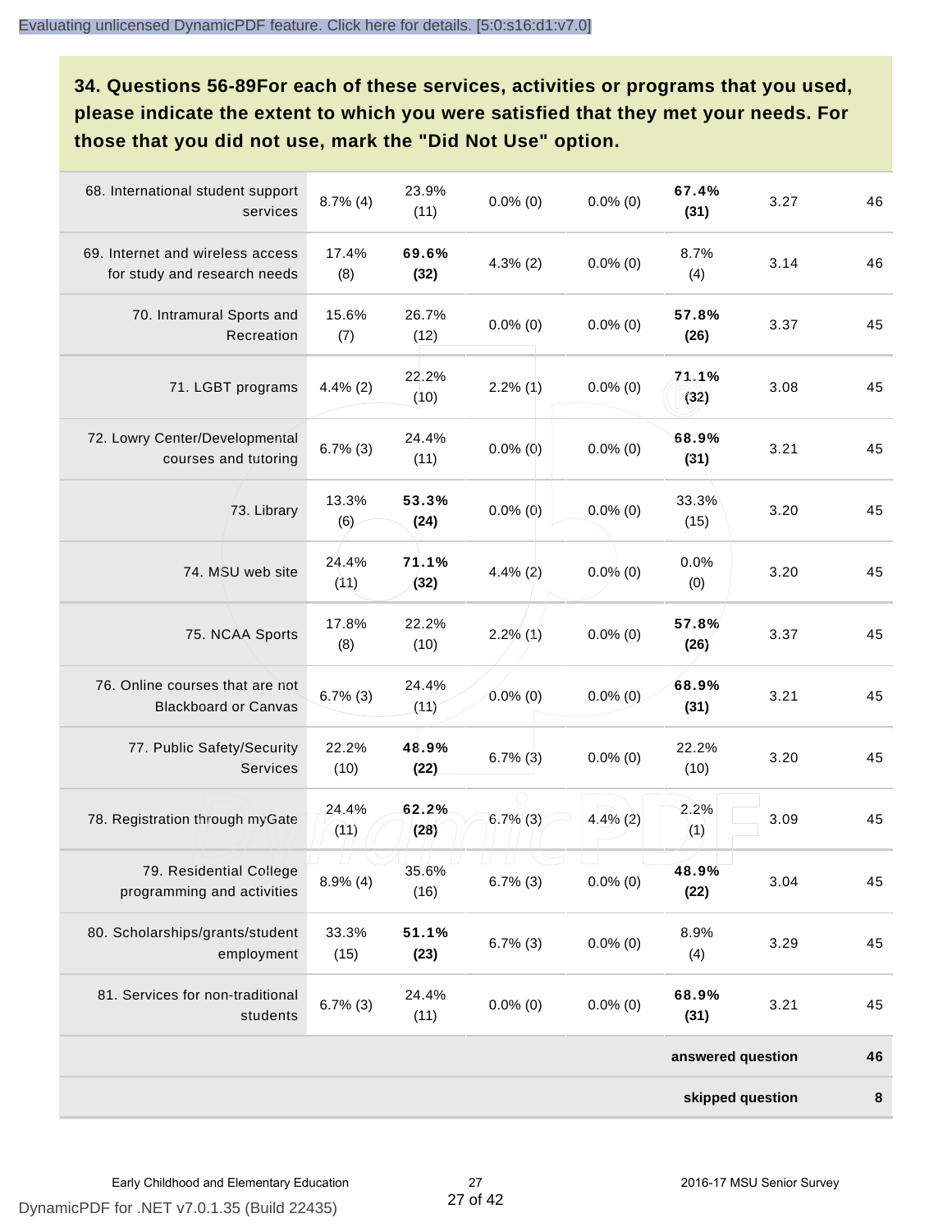## 34. Questions 56-89For each of these services, activities or programs that you used, please indicate the extent to which you were satisfied that they met your needs. For those that you did not use, mark the "Did Not Use" option.

| | | | | | | | |
|---|---|---|---|---|---|---|---|
| 68. International student support services | 8.7% (4) | 23.9% (11) | 0.0% (0) | 0.0% (0) | **67.4% (31)** | 3.27 | 46 |
| 69. Internet and wireless access for study and research needs | 17.4% (8) | **69.6% (32)** | 4.3% (2) | 0.0% (0) | 8.7% (4) | 3.14 | 46 |
| 70. Intramural Sports and Recreation | 15.6% (7) | 26.7% (12) | 0.0% (0) | 0.0% (0) | **57.8% (26)** | 3.37 | 45 |
| 71. LGBT programs | 4.4% (2) | 22.2% (10) | 2.2% (1) | 0.0% (0) | **71.1% (32)** | 3.08 | 45 |
| 72. Lowry Center/Developmental courses and tutoring | 6.7% (3) | 24.4% (11) | 0.0% (0) | 0.0% (0) | **68.9% (31)** | 3.21 | 45 |
| 73. Library | 13.3% (6) | **53.3% (24)** | 0.0% (0) | 0.0% (0) | 33.3% (15) | 3.20 | 45 |
| 74. MSU web site | 24.4% (11) | **71.1% (32)** | 4.4% (2) | 0.0% (0) | 0.0% (0) | 3.20 | 45 |
| 75. NCAA Sports | 17.8% (8) | 22.2% (10) | 2.2% (1) | 0.0% (0) | **57.8% (26)** | 3.37 | 45 |
| 76. Online courses that are not Blackboard or Canvas | 6.7% (3) | 24.4% (11) | 0.0% (0) | 0.0% (0) | **68.9% (31)** | 3.21 | 45 |
| 77. Public Safety/Security Services | 22.2% (10) | **48.9% (22)** | 6.7% (3) | 0.0% (0) | 22.2% (10) | 3.20 | 45 |
| 78. Registration through myGate | 24.4% (11) | **62.2% (28)** | 6.7% (3) | 4.4% (2) | 2.2% (1) | 3.09 | 45 |
| 79. Residential College programming and activities | 8.9% (4) | 35.6% (16) | 6.7% (3) | 0.0% (0) | **48.9% (22)** | 3.04 | 45 |
| 80. Scholarships/grants/student employment | 33.3% (15) | **51.1% (23)** | 6.7% (3) | 0.0% (0) | 8.9% (4) | 3.29 | 45 |
| 81. Services for non-traditional students | 6.7% (3) | 24.4% (11) | 0.0% (0) | 0.0% (0) | **68.9% (31)** | 3.21 | 45 |
| | | | | | | **answered question** | **46** |
| | | | | | | **skipped question** | **8** |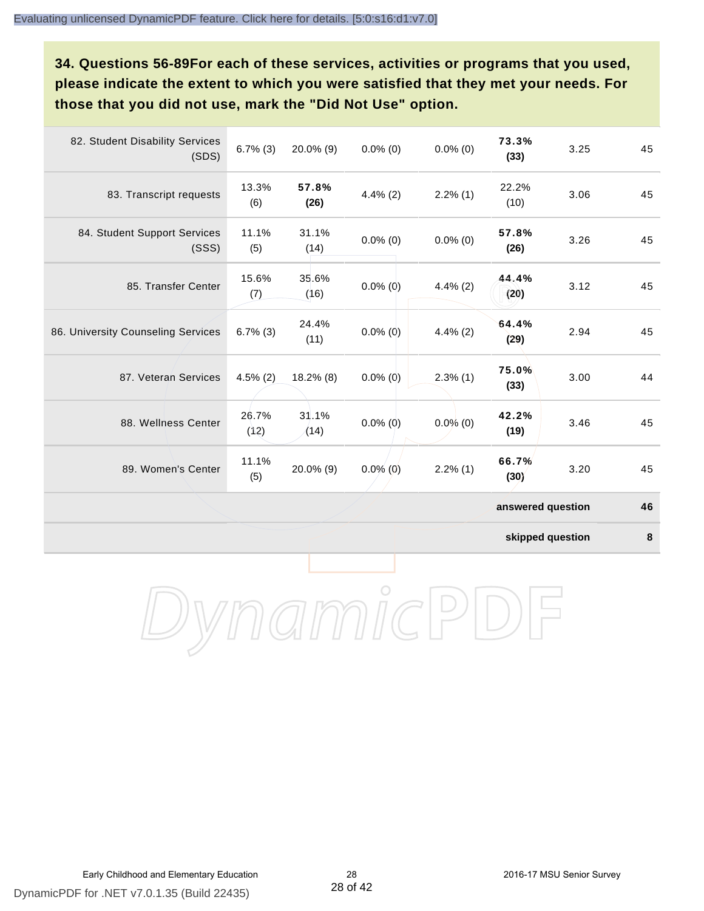**34. Questions 56-89For each of these services, activities or programs that you used, please indicate the extent to which you were satisfied that they met your needs. For those that you did not use, mark the "Did Not Use" option.**

| | | | | | | | |
|---|---|---|---|---|---|---|---|
| 82. Student Disability Services (SDS) | 6.7% (3) | 20.0% (9) | 0.0% (0) | 0.0% (0) | **73.3% (33)** | 3.25 | 45 |
| 83. Transcript requests | 13.3% (6) | **57.8% (26)** | 4.4% (2) | 2.2% (1) | 22.2% (10) | 3.06 | 45 |
| 84. Student Support Services (SSS) | 11.1% (5) | 31.1% (14) | 0.0% (0) | 0.0% (0) | **57.8% (26)** | 3.26 | 45 |
| 85. Transfer Center | 15.6% (7) | 35.6% (16) | 0.0% (0) | 4.4% (2) | **44.4% (20)** | 3.12 | 45 |
| 86. University Counseling Services | 6.7% (3) | 24.4% (11) | 0.0% (0) | 4.4% (2) | **64.4% (29)** | 2.94 | 45 |
| 87. Veteran Services | 4.5% (2) | 18.2% (8) | 0.0% (0) | 2.3% (1) | **75.0% (33)** | 3.00 | 44 |
| 88. Wellness Center | 26.7% (12) | 31.1% (14) | 0.0% (0) | 0.0% (0) | **42.2% (19)** | 3.46 | 45 |
| 89. Women's Center | 11.1% (5) | 20.0% (9) | 0.0% (0) | 2.2% (1) | **66.7% (30)** | 3.20 | 45 |
| | | | | | | **answered question** | **46** |
| | | | | | | **skipped question** | **8** |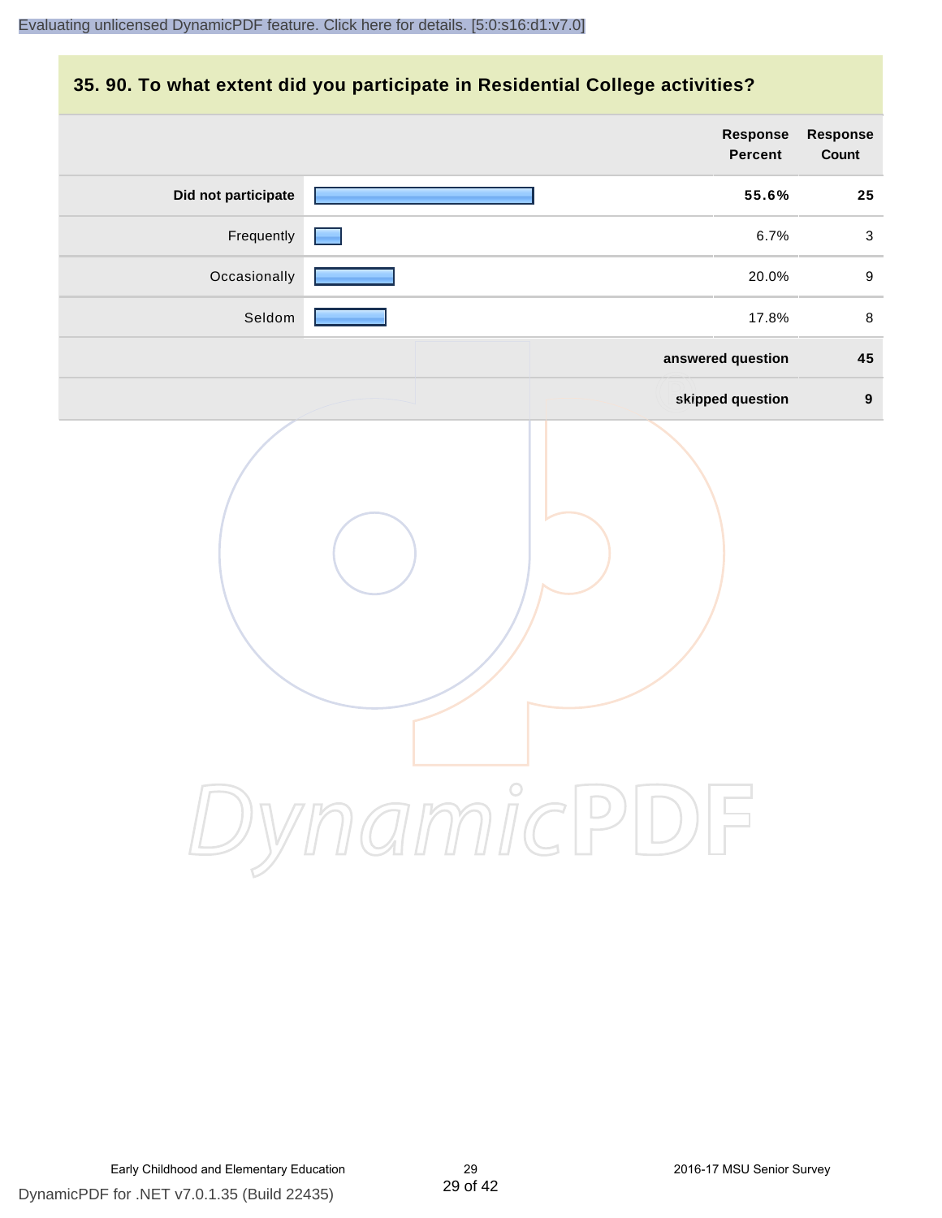## 35. 90. To what extent did you participate in Residential College activities?

| | Response Percent | Response Count |
|---|---|---|
| **Did not participate** | **55.6%** | **25** |
| Frequently | 6.7% | 3 |
| Occasionally | 20.0% | 9 |
| Seldom | 17.8% | 8 |
| | **answered question** | **45** |
| | **skipped question** | **9** |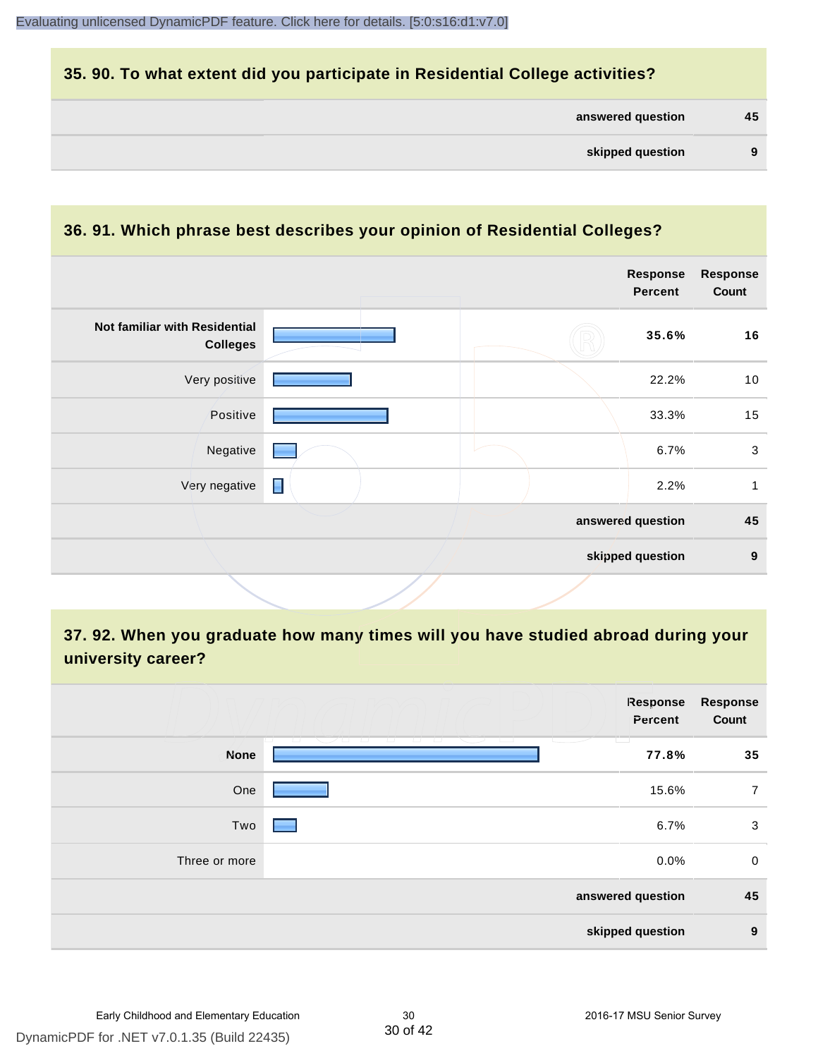## 35. 90. To what extent did you participate in Residential College activities?

| | |
|---|---|
| **answered question** | **45** |
| **skipped question** | **9** |

## 36. 91. Which phrase best describes your opinion of Residential Colleges?

| | Response Percent | Response Count |
|---|---|---|
| **Not familiar with Residential Colleges** | **35.6%** | **16** |
| Very positive | 22.2% | 10 |
| Positive | 33.3% | 15 |
| Negative | 6.7% | 3 |
| Very negative | 2.2% | 1 |
| | **answered question** | **45** |
| | **skipped question** | **9** |

## 37. 92. When you graduate how many times will you have studied abroad during your university career?

| | Response Percent | Response Count |
|---|---|---|
| **None** | **77.8%** | **35** |
| One | 15.6% | 7 |
| Two | 6.7% | 3 |
| Three or more | 0.0% | 0 |
| | **answered question** | **45** |
| | **skipped question** | **9** |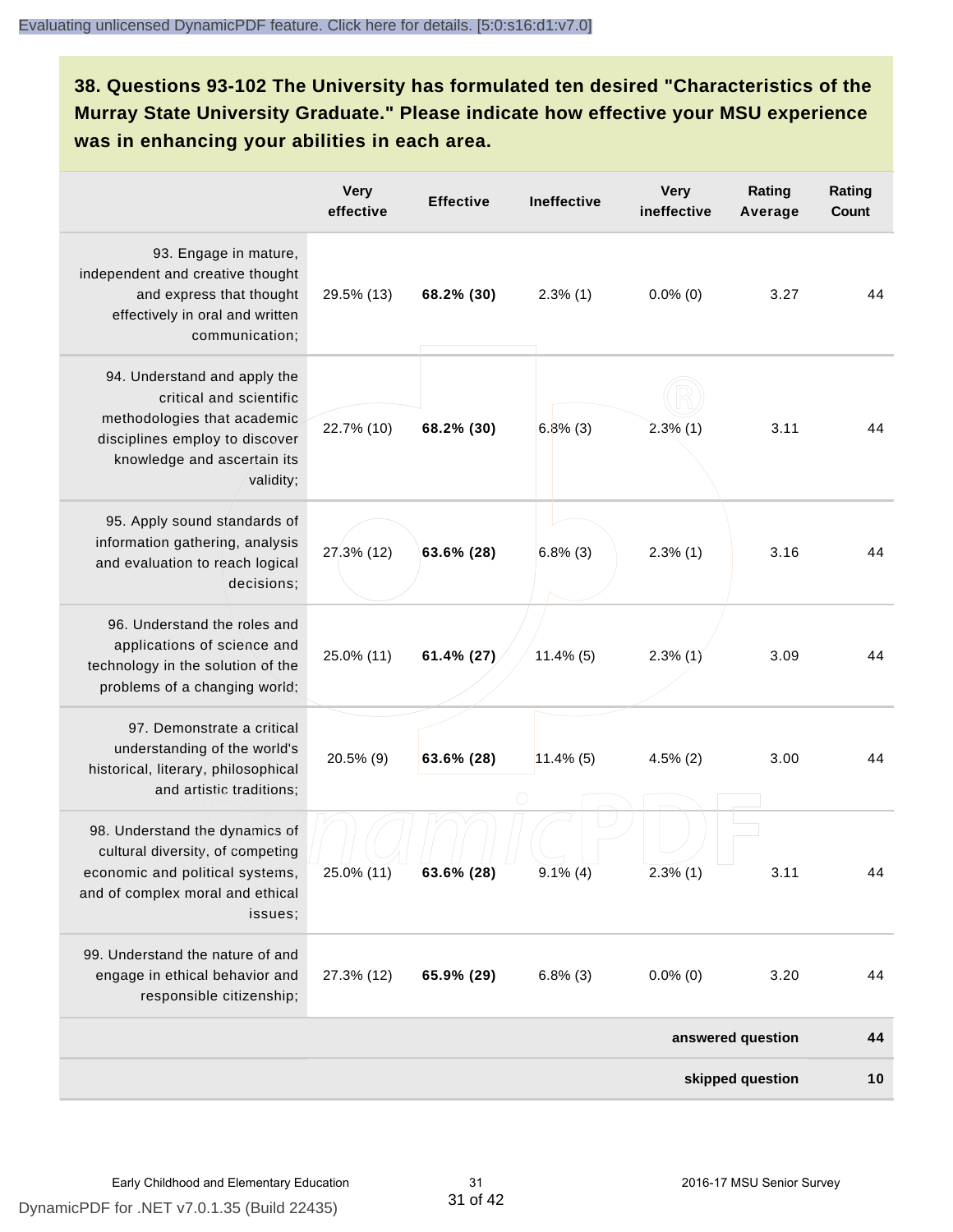## 38. Questions 93-102 The University has formulated ten desired "Characteristics of the Murray State University Graduate." Please indicate how effective your MSU experience was in enhancing your abilities in each area.

| | Very effective | Effective | Ineffective | Very ineffective | Rating Average | Rating Count |
|---|---|---|---|---|---|---|
| 93. Engage in mature, independent and creative thought and express that thought effectively in oral and written communication; | 29.5% (13) | **68.2% (30)** | 2.3% (1) | 0.0% (0) | 3.27 | 44 |
| 94. Understand and apply the critical and scientific methodologies that academic disciplines employ to discover knowledge and ascertain its validity; | 22.7% (10) | **68.2% (30)** | 6.8% (3) | 2.3% (1) | 3.11 | 44 |
| 95. Apply sound standards of information gathering, analysis and evaluation to reach logical decisions; | 27.3% (12) | **63.6% (28)** | 6.8% (3) | 2.3% (1) | 3.16 | 44 |
| 96. Understand the roles and applications of science and technology in the solution of the problems of a changing world; | 25.0% (11) | **61.4% (27)** | 11.4% (5) | 2.3% (1) | 3.09 | 44 |
| 97. Demonstrate a critical understanding of the world's historical, literary, philosophical and artistic traditions; | 20.5% (9) | **63.6% (28)** | 11.4% (5) | 4.5% (2) | 3.00 | 44 |
| 98. Understand the dynamics of cultural diversity, of competing economic and political systems, and of complex moral and ethical issues; | 25.0% (11) | **63.6% (28)** | 9.1% (4) | 2.3% (1) | 3.11 | 44 |
| 99. Understand the nature of and engage in ethical behavior and responsible citizenship; | 27.3% (12) | **65.9% (29)** | 6.8% (3) | 0.0% (0) | 3.20 | 44 |
| | | | | | **answered question** | **44** |
| | | | | | **skipped question** | **10** |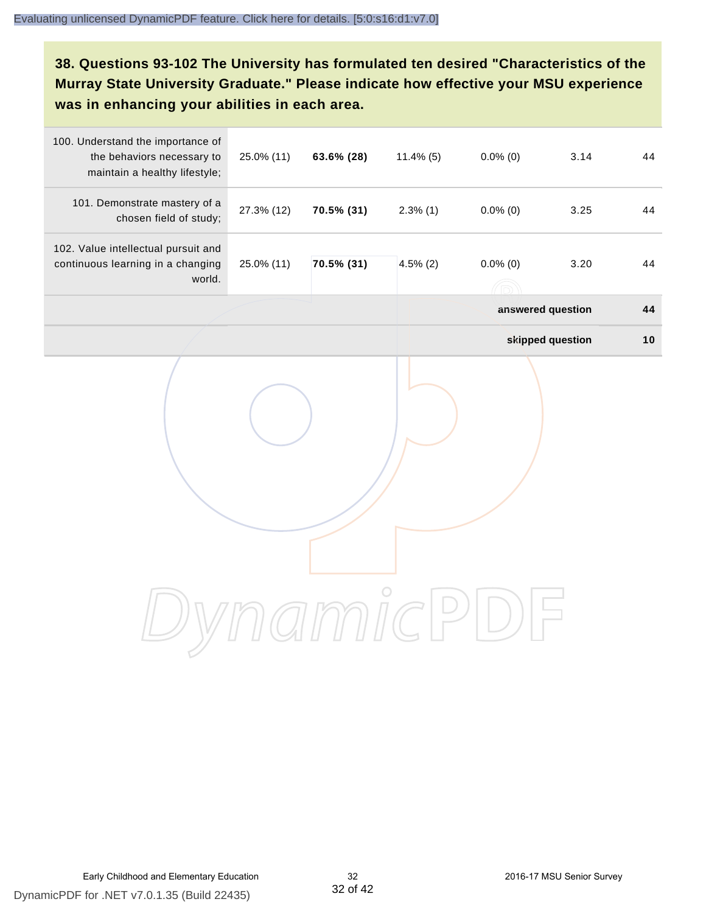## 38. Questions 93-102 The University has formulated ten desired "Characteristics of the Murray State University Graduate." Please indicate how effective your MSU experience was in enhancing your abilities in each area.

| | | | | | | |
|---|---|---|---|---|---|---|
| 100. Understand the importance of the behaviors necessary to maintain a healthy lifestyle; | 25.0% (11) | **63.6% (28)** | 11.4% (5) | 0.0% (0) | 3.14 | 44 |
| 101. Demonstrate mastery of a chosen field of study; | 27.3% (12) | **70.5% (31)** | 2.3% (1) | 0.0% (0) | 3.25 | 44 |
| 102. Value intellectual pursuit and continuous learning in a changing world. | 25.0% (11) | **70.5% (31)** | 4.5% (2) | 0.0% (0) | 3.20 | 44 |
| | | | | | **answered question** | **44** |
| | | | | | **skipped question** | **10** |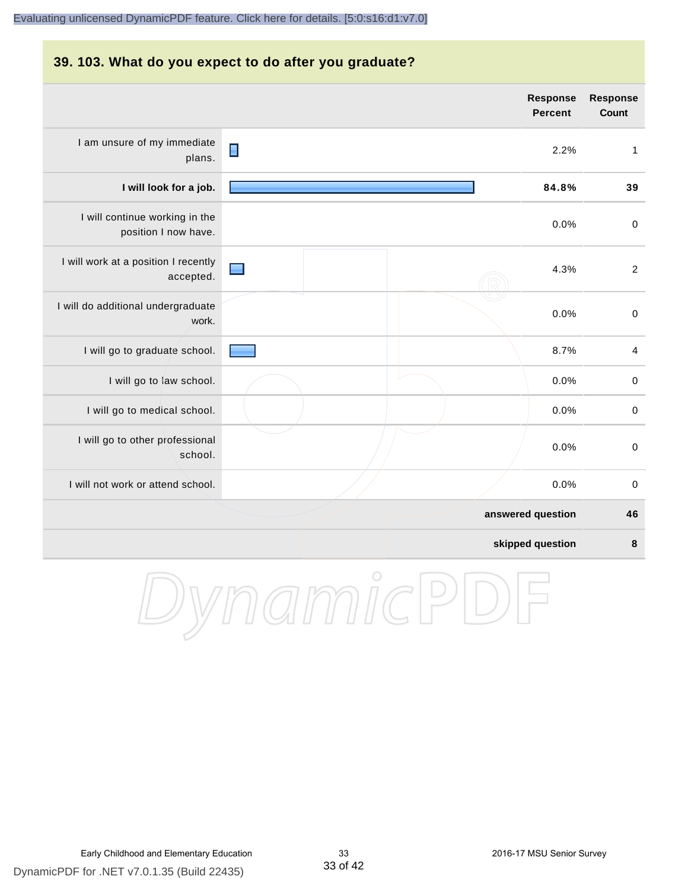## 39. 103. What do you expect to do after you graduate?

| | Response Percent | Response Count |
|---|---|---|
| I am unsure of my immediate plans. | 2.2% | 1 |
| **I will look for a job.** | **84.8%** | **39** |
| I will continue working in the position I now have. | 0.0% | 0 |
| I will work at a position I recently accepted. | 4.3% | 2 |
| I will do additional undergraduate work. | 0.0% | 0 |
| I will go to graduate school. | 8.7% | 4 |
| I will go to law school. | 0.0% | 0 |
| I will go to medical school. | 0.0% | 0 |
| I will go to other professional school. | 0.0% | 0 |
| I will not work or attend school. | 0.0% | 0 |
| | **answered question** | **46** |
| | **skipped question** | **8** |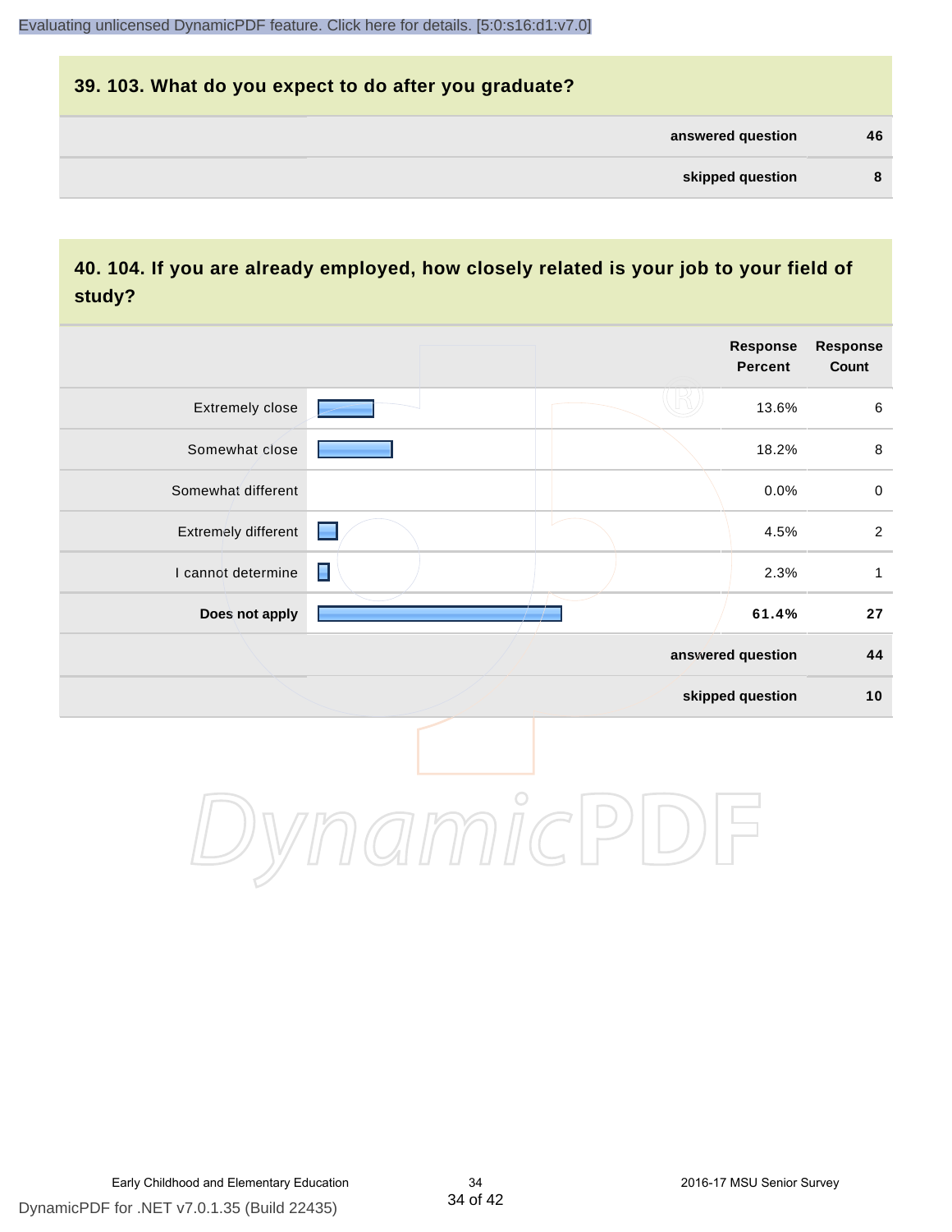## 39. 103. What do you expect to do after you graduate?

| | |
|---|---|
| answered question | 46 |
| skipped question | 8 |

## 40. 104. If you are already employed, how closely related is your job to your field of study?

| | Response Percent | Response Count |
|---|---|---|
| Extremely close | 13.6% | 6 |
| Somewhat close | 18.2% | 8 |
| Somewhat different | 0.0% | 0 |
| Extremely different | 4.5% | 2 |
| I cannot determine | 2.3% | 1 |
| **Does not apply** | **61.4%** | **27** |
| answered question | | 44 |
| skipped question | | 10 |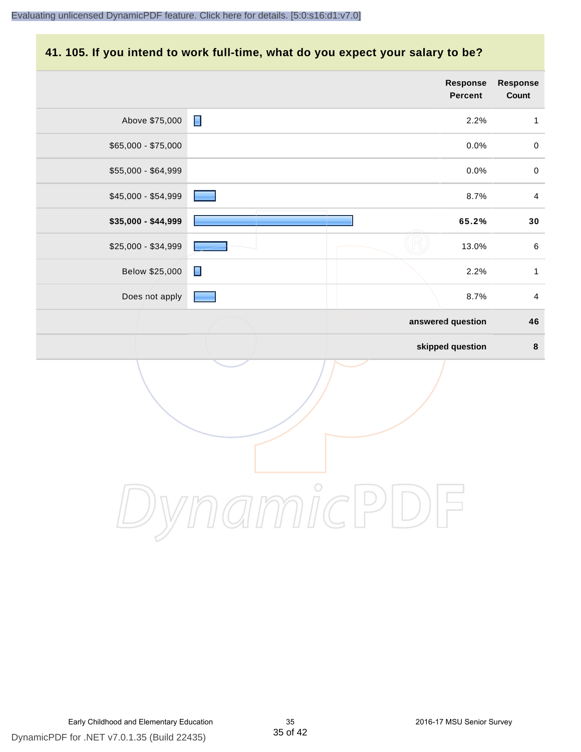## 41. 105. If you intend to work full-time, what do you expect your salary to be?

| | Response Percent | Response Count |
|---|---|---|
| Above $75,000 | 2.2% | 1 |
| $65,000 - $75,000 | 0.0% | 0 |
| $55,000 - $64,999 | 0.0% | 0 |
| $45,000 - $54,999 | 8.7% | 4 |
| **$35,000 - $44,999** | **65.2%** | **30** |
| $25,000 - $34,999 | 13.0% | 6 |
| Below $25,000 | 2.2% | 1 |
| Does not apply | 8.7% | 4 |
| | **answered question** | **46** |
| | **skipped question** | **8** |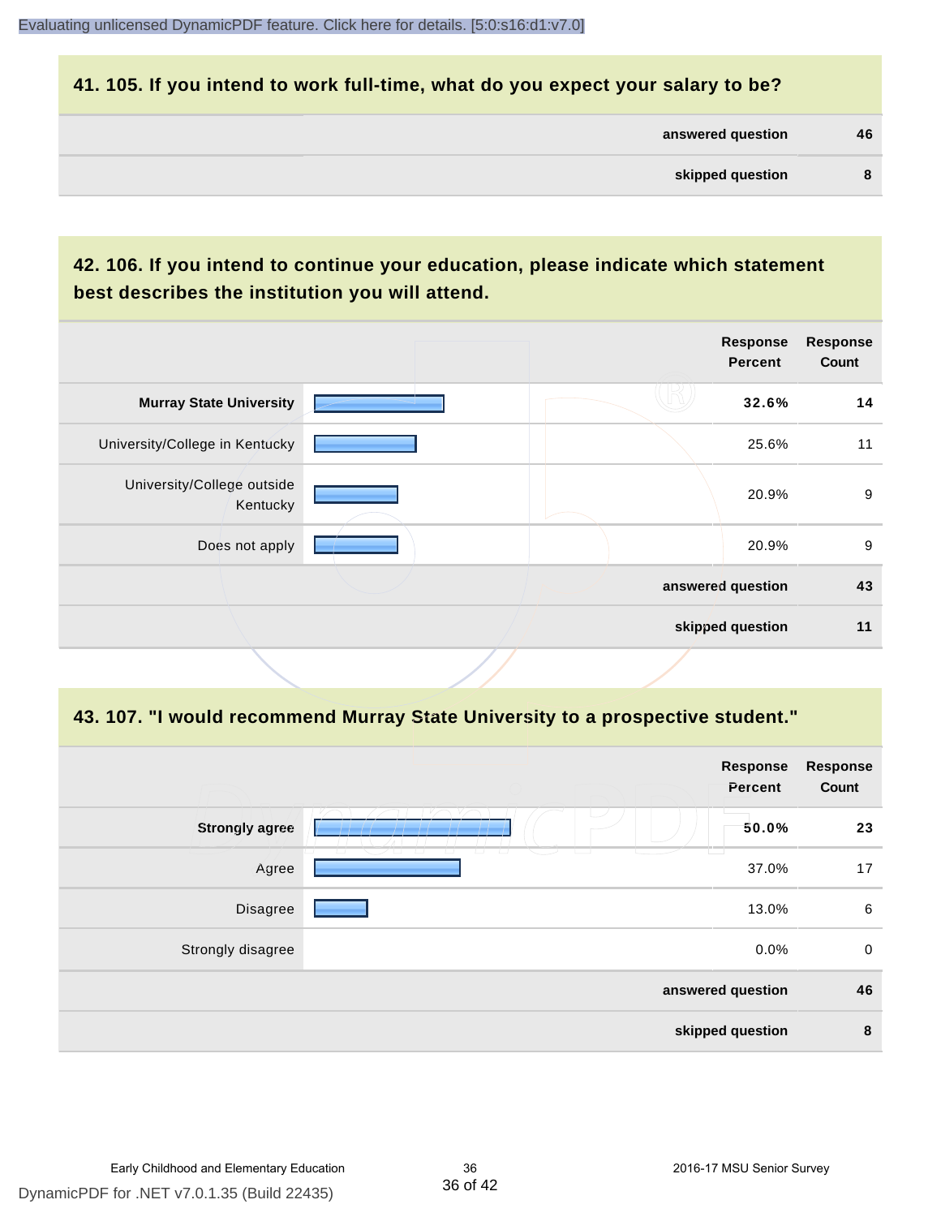## 41. 105. If you intend to work full-time, what do you expect your salary to be?

| | |
|---|---|
| answered question | 46 |
| skipped question | 8 |

## 42. 106. If you intend to continue your education, please indicate which statement best describes the institution you will attend.

| | Response Percent | Response Count |
|---|---|---|
| **Murray State University** | **32.6%** | **14** |
| University/College in Kentucky | 25.6% | 11 |
| University/College outside Kentucky | 20.9% | 9 |
| Does not apply | 20.9% | 9 |
| answered question | | 43 |
| skipped question | | 11 |

## 43. 107. "I would recommend Murray State University to a prospective student."

| | Response Percent | Response Count |
|---|---|---|
| **Strongly agree** | **50.0%** | **23** |
| Agree | 37.0% | 17 |
| Disagree | 13.0% | 6 |
| Strongly disagree | 0.0% | 0 |
| answered question | | 46 |
| skipped question | | 8 |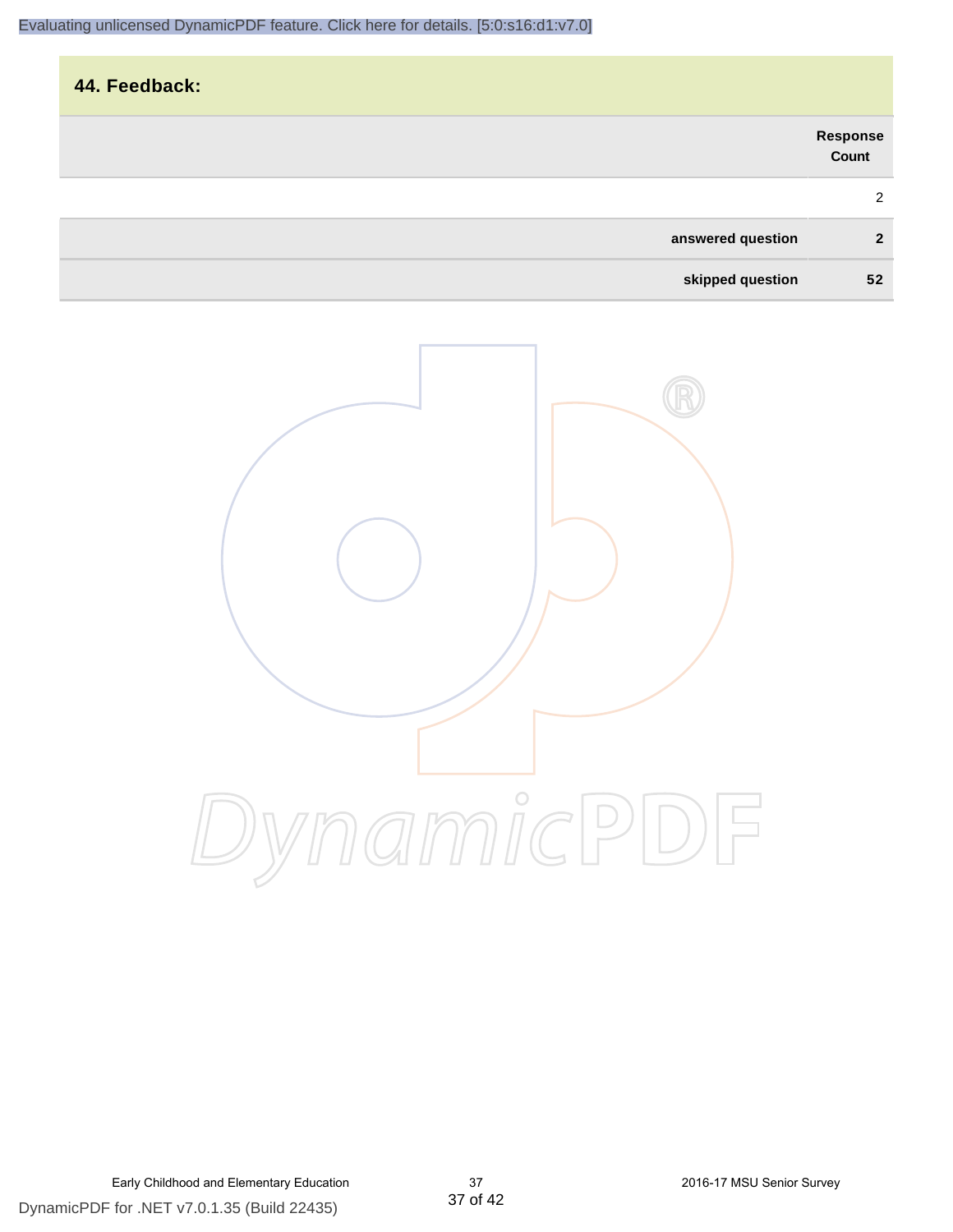## 44. Feedback:

| | Response Count |
|---|---|
| | 2 |
| **answered question** | **2** |
| **skipped question** | **52** |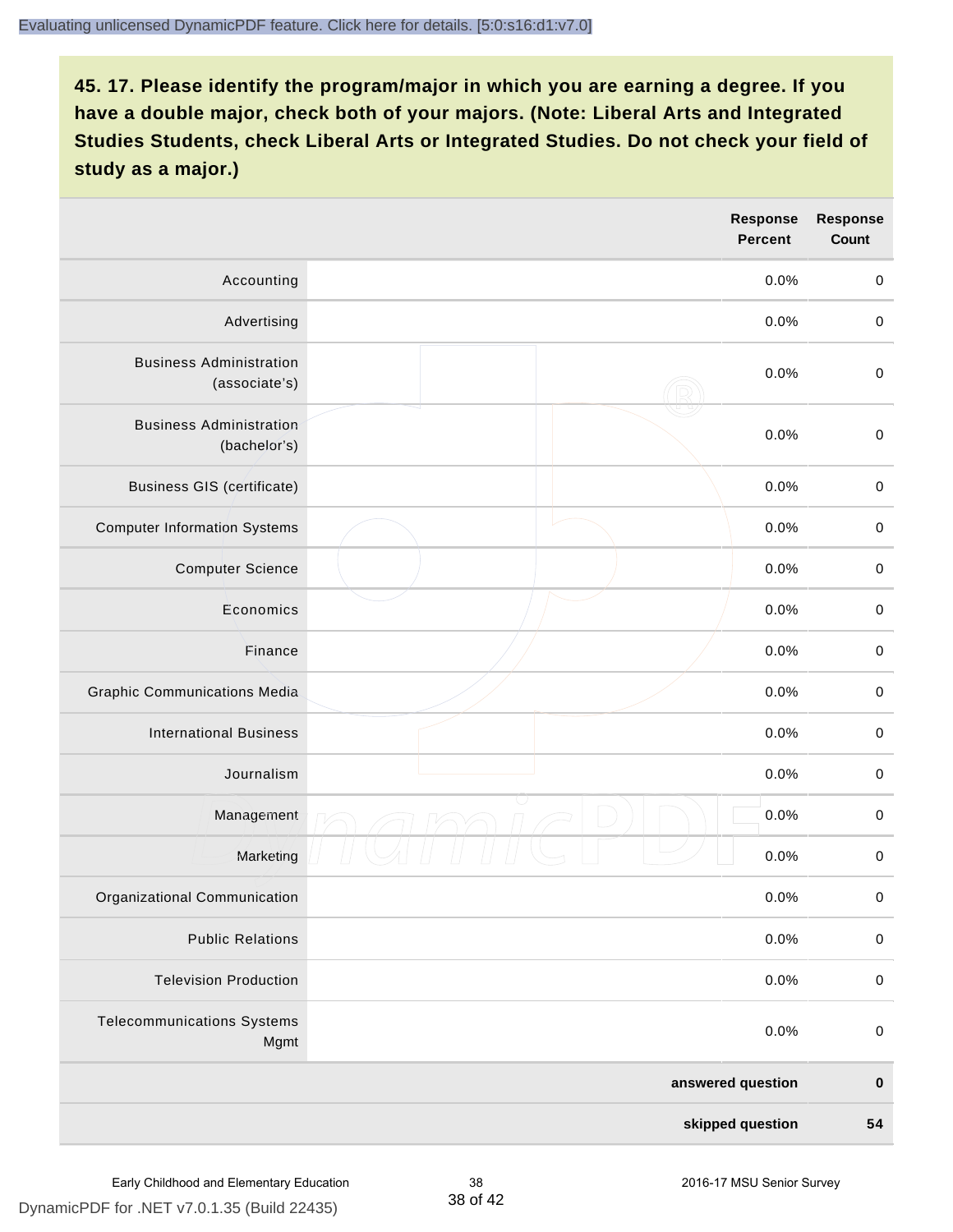## 45. 17. Please identify the program/major in which you are earning a degree. If you have a double major, check both of your majors. (Note: Liberal Arts and Integrated Studies Students, check Liberal Arts or Integrated Studies. Do not check your field of study as a major.)

| | Response Percent | Response Count |
|---|---|---|
| Accounting | 0.0% | 0 |
| Advertising | 0.0% | 0 |
| Business Administration (associate's) | 0.0% | 0 |
| Business Administration (bachelor's) | 0.0% | 0 |
| Business GIS (certificate) | 0.0% | 0 |
| Computer Information Systems | 0.0% | 0 |
| Computer Science | 0.0% | 0 |
| Economics | 0.0% | 0 |
| Finance | 0.0% | 0 |
| Graphic Communications Media | 0.0% | 0 |
| International Business | 0.0% | 0 |
| Journalism | 0.0% | 0 |
| Management | 0.0% | 0 |
| Marketing | 0.0% | 0 |
| Organizational Communication | 0.0% | 0 |
| Public Relations | 0.0% | 0 |
| Television Production | 0.0% | 0 |
| Telecommunications Systems Mgmt | 0.0% | 0 |
| | **answered question** | **0** |
| | **skipped question** | **54** |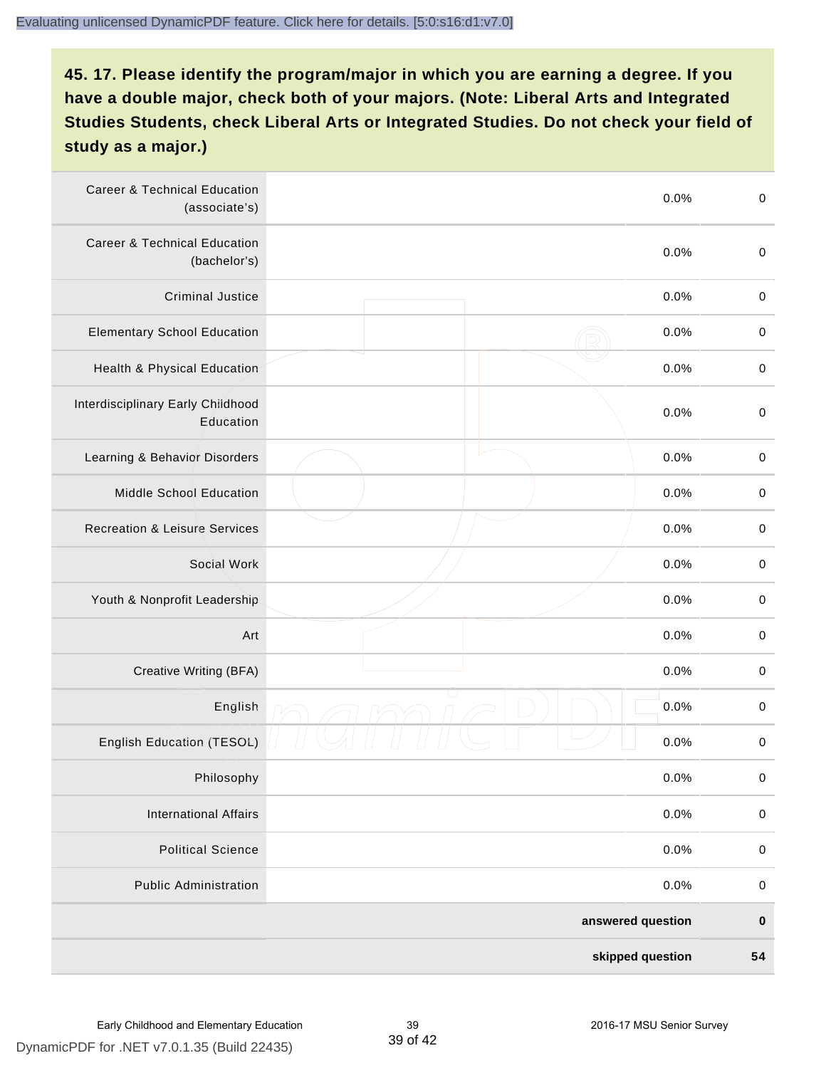**45. 17. Please identify the program/major in which you are earning a degree. If you have a double major, check both of your majors. (Note: Liberal Arts and Integrated Studies Students, check Liberal Arts or Integrated Studies. Do not check your field of study as a major.)**

| | | | |
|---|---|---|---|
| Career & Technical Education (associate's) | | 0.0% | 0 |
| Career & Technical Education (bachelor's) | | 0.0% | 0 |
| Criminal Justice | | 0.0% | 0 |
| Elementary School Education | | 0.0% | 0 |
| Health & Physical Education | | 0.0% | 0 |
| Interdisciplinary Early Childhood Education | | 0.0% | 0 |
| Learning & Behavior Disorders | | 0.0% | 0 |
| Middle School Education | | 0.0% | 0 |
| Recreation & Leisure Services | | 0.0% | 0 |
| Social Work | | 0.0% | 0 |
| Youth & Nonprofit Leadership | | 0.0% | 0 |
| Art | | 0.0% | 0 |
| Creative Writing (BFA) | | 0.0% | 0 |
| English | | 0.0% | 0 |
| English Education (TESOL) | | 0.0% | 0 |
| Philosophy | | 0.0% | 0 |
| International Affairs | | 0.0% | 0 |
| Political Science | | 0.0% | 0 |
| Public Administration | | 0.0% | 0 |
| | | **answered question** | **0** |
| | | **skipped question** | **54** |

Early Childhood and Elementary Education — 2016-17 MSU Senior Survey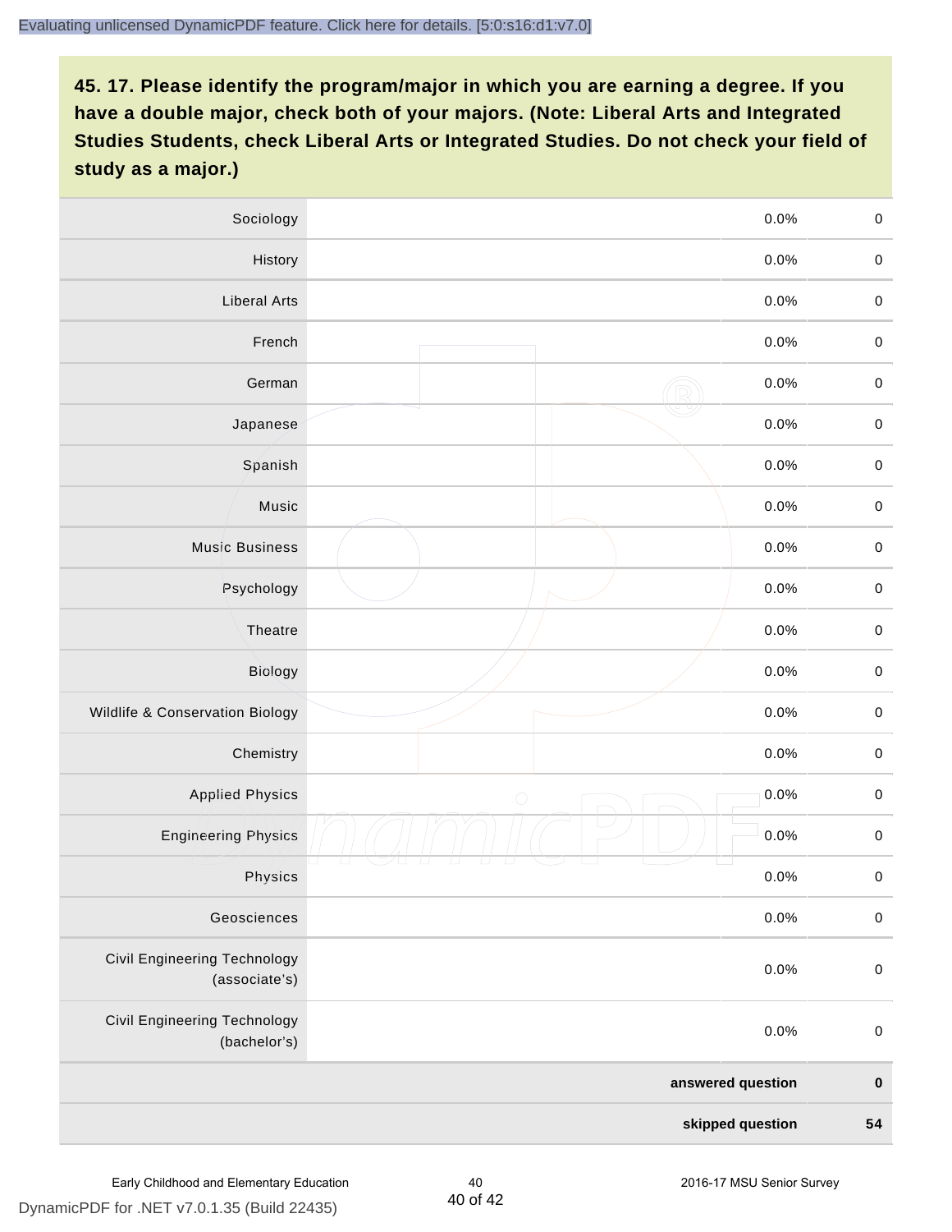**45. 17. Please identify the program/major in which you are earning a degree. If you have a double major, check both of your majors. (Note: Liberal Arts and Integrated Studies Students, check Liberal Arts or Integrated Studies. Do not check your field of study as a major.)**

| | | |
|---|---|---|
| Sociology | 0.0% | 0 |
| History | 0.0% | 0 |
| Liberal Arts | 0.0% | 0 |
| French | 0.0% | 0 |
| German | 0.0% | 0 |
| Japanese | 0.0% | 0 |
| Spanish | 0.0% | 0 |
| Music | 0.0% | 0 |
| Music Business | 0.0% | 0 |
| Psychology | 0.0% | 0 |
| Theatre | 0.0% | 0 |
| Biology | 0.0% | 0 |
| Wildlife & Conservation Biology | 0.0% | 0 |
| Chemistry | 0.0% | 0 |
| Applied Physics | 0.0% | 0 |
| Engineering Physics | 0.0% | 0 |
| Physics | 0.0% | 0 |
| Geosciences | 0.0% | 0 |
| Civil Engineering Technology (associate's) | 0.0% | 0 |
| Civil Engineering Technology (bachelor's) | 0.0% | 0 |
| | **answered question** | **0** |
| | **skipped question** | **54** |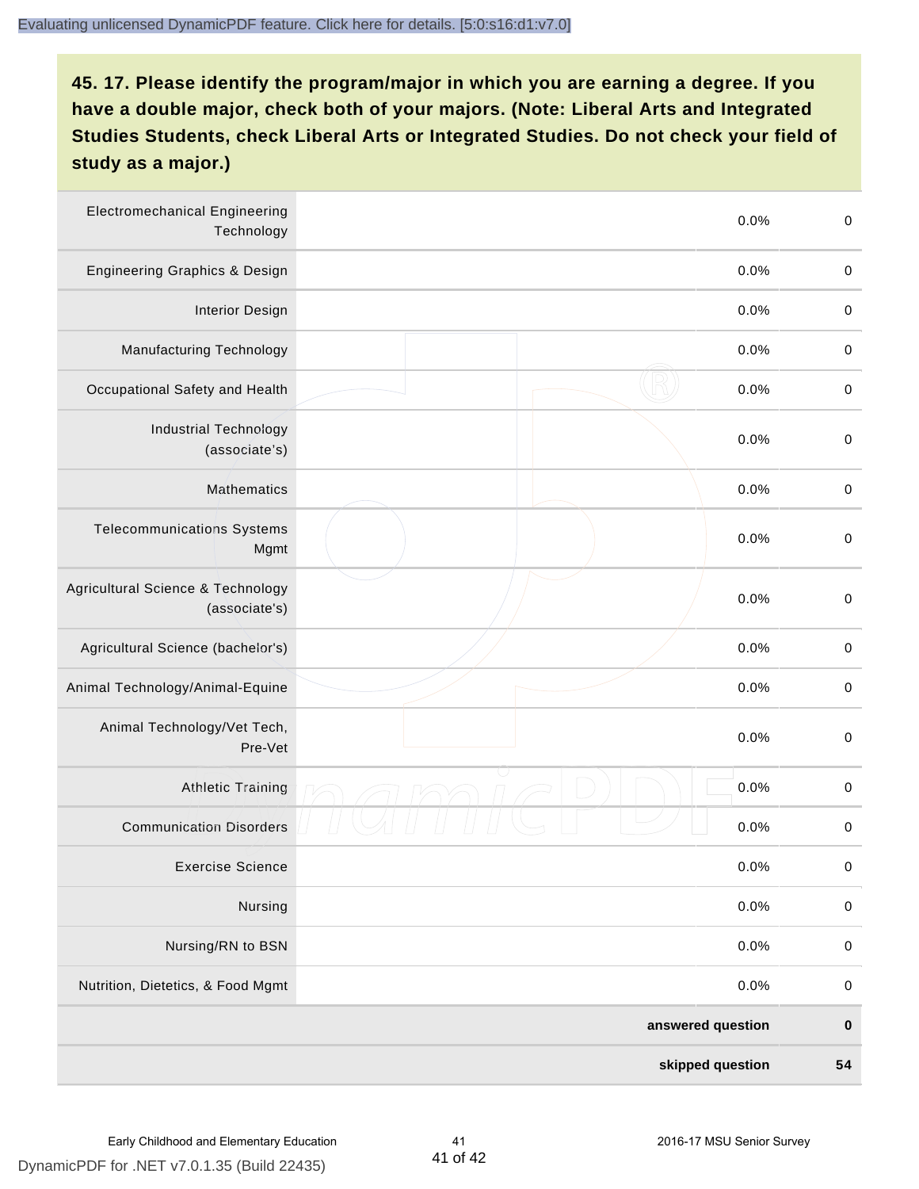**45. 17. Please identify the program/major in which you are earning a degree. If you have a double major, check both of your majors. (Note: Liberal Arts and Integrated Studies Students, check Liberal Arts or Integrated Studies. Do not check your field of study as a major.)**

| | | | |
|---|---|---|---|
| Electromechanical Engineering Technology | | 0.0% | 0 |
| Engineering Graphics & Design | | 0.0% | 0 |
| Interior Design | | 0.0% | 0 |
| Manufacturing Technology | | 0.0% | 0 |
| Occupational Safety and Health | | 0.0% | 0 |
| Industrial Technology (associate's) | | 0.0% | 0 |
| Mathematics | | 0.0% | 0 |
| Telecommunications Systems Mgmt | | 0.0% | 0 |
| Agricultural Science & Technology (associate's) | | 0.0% | 0 |
| Agricultural Science (bachelor's) | | 0.0% | 0 |
| Animal Technology/Animal-Equine | | 0.0% | 0 |
| Animal Technology/Vet Tech, Pre-Vet | | 0.0% | 0 |
| Athletic Training | | 0.0% | 0 |
| Communication Disorders | | 0.0% | 0 |
| Exercise Science | | 0.0% | 0 |
| Nursing | | 0.0% | 0 |
| Nursing/RN to BSN | | 0.0% | 0 |
| Nutrition, Dietetics, & Food Mgmt | | 0.0% | 0 |
| | | **answered question** | **0** |
| | | **skipped question** | **54** |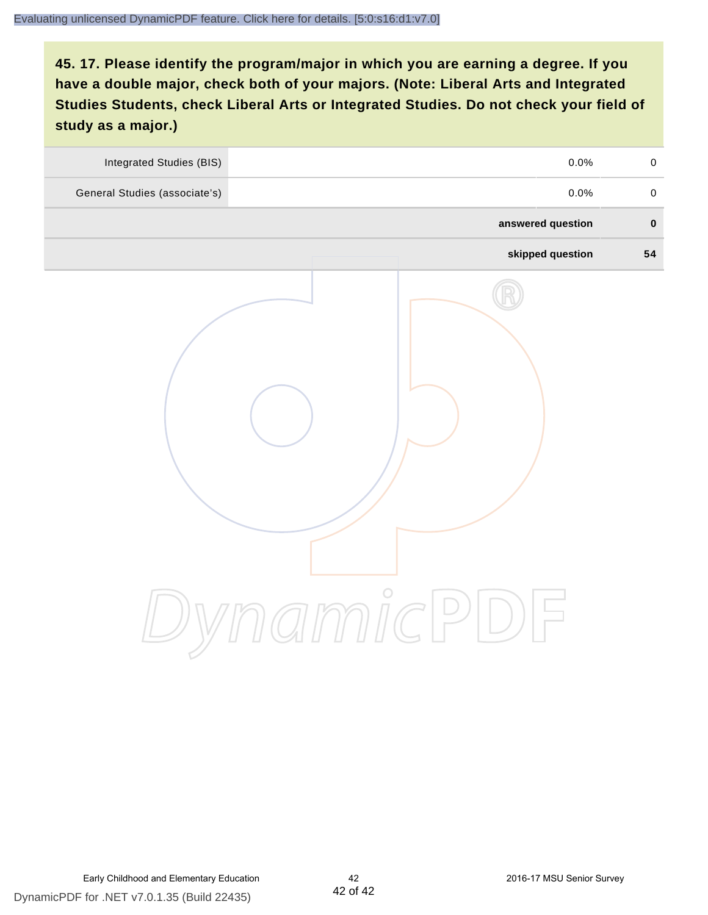**45. 17. Please identify the program/major in which you are earning a degree. If you have a double major, check both of your majors. (Note: Liberal Arts and Integrated Studies Students, check Liberal Arts or Integrated Studies. Do not check your field of study as a major.)**

| | | |
|---|---|---|
| Integrated Studies (BIS) | 0.0% | 0 |
| General Studies (associate's) | 0.0% | 0 |
| | **answered question** | **0** |
| | **skipped question** | **54** |